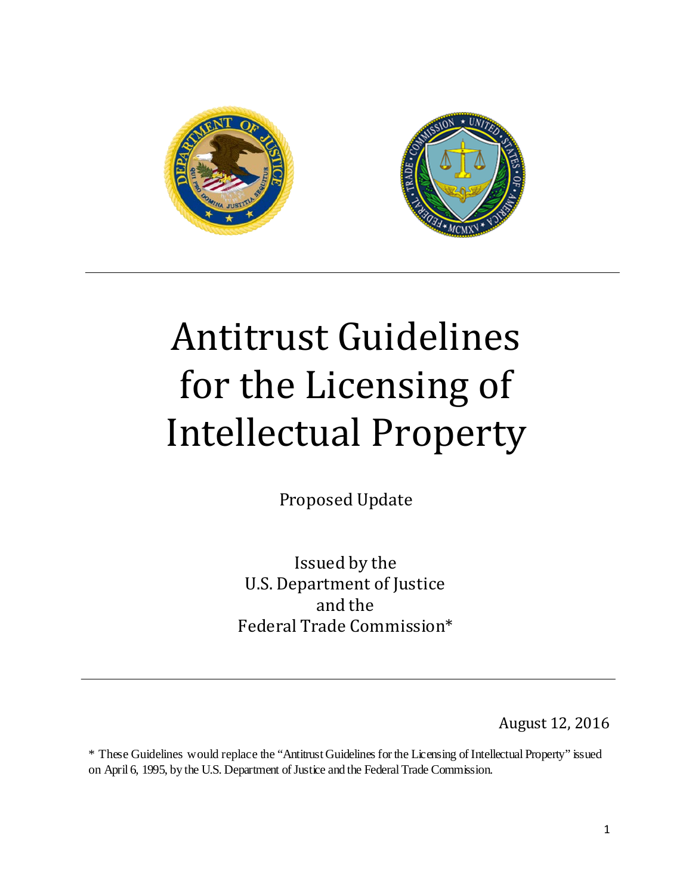# Antitrust Guidelines for the Licensing of Intellectual Property

Proposed Update

Issued by the
U.S. Department of Justice
and the
Federal Trade Commission*

August 12, 2016

* These Guidelines would replace the "Antitrust Guidelines for the Licensing of Intellectual Property" issued on April 6, 1995, by the U.S. Department of Justice and the Federal Trade Commission.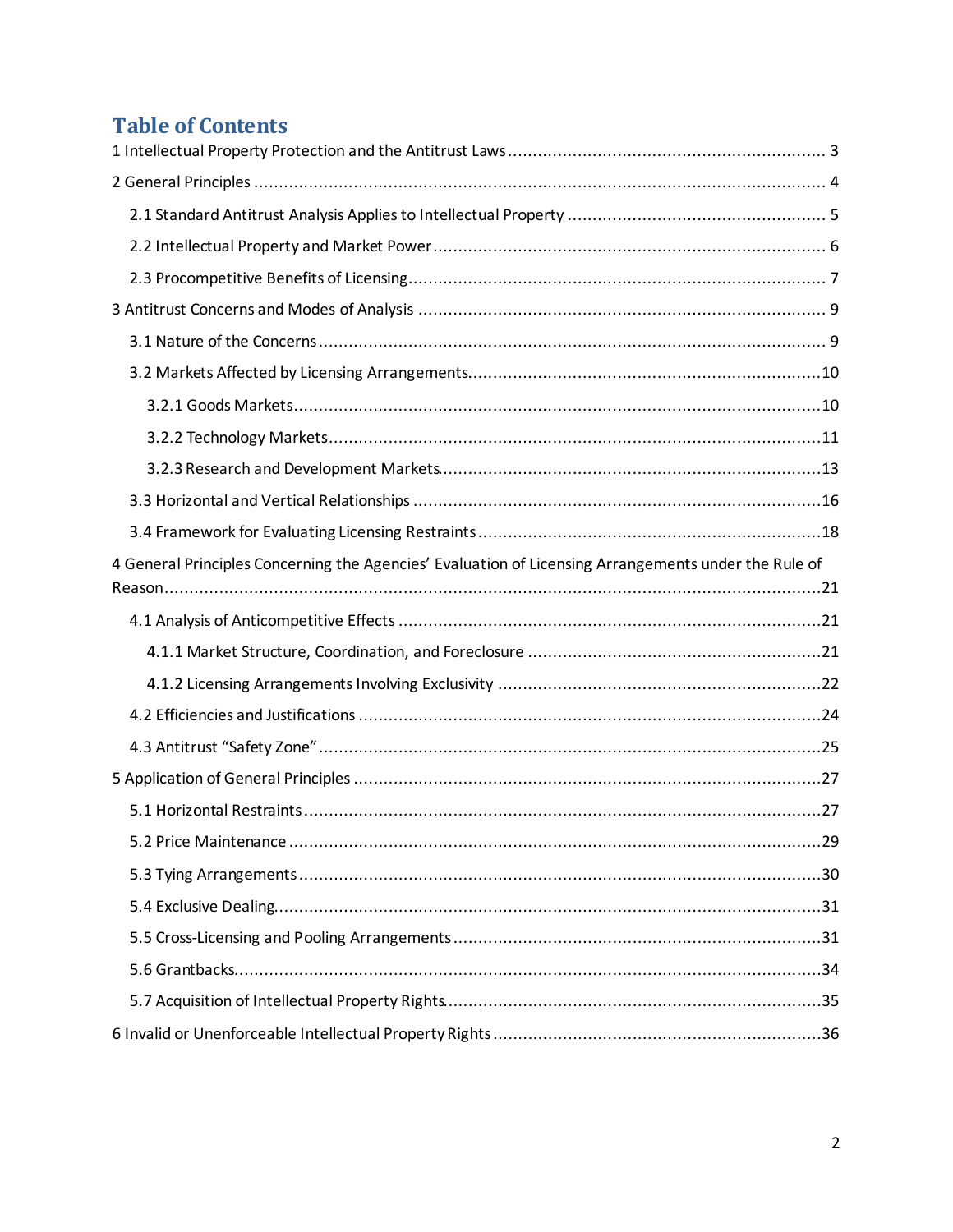# Table of Contents

1 Intellectual Property Protection and the Antitrust Laws ........ 3

2 General Principles ........ 4

- 2.1 Standard Antitrust Analysis Applies to Intellectual Property ........ 5
- 2.2 Intellectual Property and Market Power ........ 6
- 2.3 Procompetitive Benefits of Licensing ........ 7

3 Antitrust Concerns and Modes of Analysis ........ 9

- 3.1 Nature of the Concerns ........ 9
- 3.2 Markets Affected by Licensing Arrangements ........ 10
  - 3.2.1 Goods Markets ........ 10
  - 3.2.2 Technology Markets ........ 11
  - 3.2.3 Research and Development Markets ........ 13
- 3.3 Horizontal and Vertical Relationships ........ 16
- 3.4 Framework for Evaluating Licensing Restraints ........ 18

4 General Principles Concerning the Agencies' Evaluation of Licensing Arrangements under the Rule of Reason ........ 21

- 4.1 Analysis of Anticompetitive Effects ........ 21
  - 4.1.1 Market Structure, Coordination, and Foreclosure ........ 21
  - 4.1.2 Licensing Arrangements Involving Exclusivity ........ 22
- 4.2 Efficiencies and Justifications ........ 24
- 4.3 Antitrust "Safety Zone" ........ 25

5 Application of General Principles ........ 27

- 5.1 Horizontal Restraints ........ 27
- 5.2 Price Maintenance ........ 29
- 5.3 Tying Arrangements ........ 30
- 5.4 Exclusive Dealing ........ 31
- 5.5 Cross-Licensing and Pooling Arrangements ........ 31
- 5.6 Grantbacks ........ 34
- 5.7 Acquisition of Intellectual Property Rights ........ 35

6 Invalid or Unenforceable Intellectual Property Rights ........ 36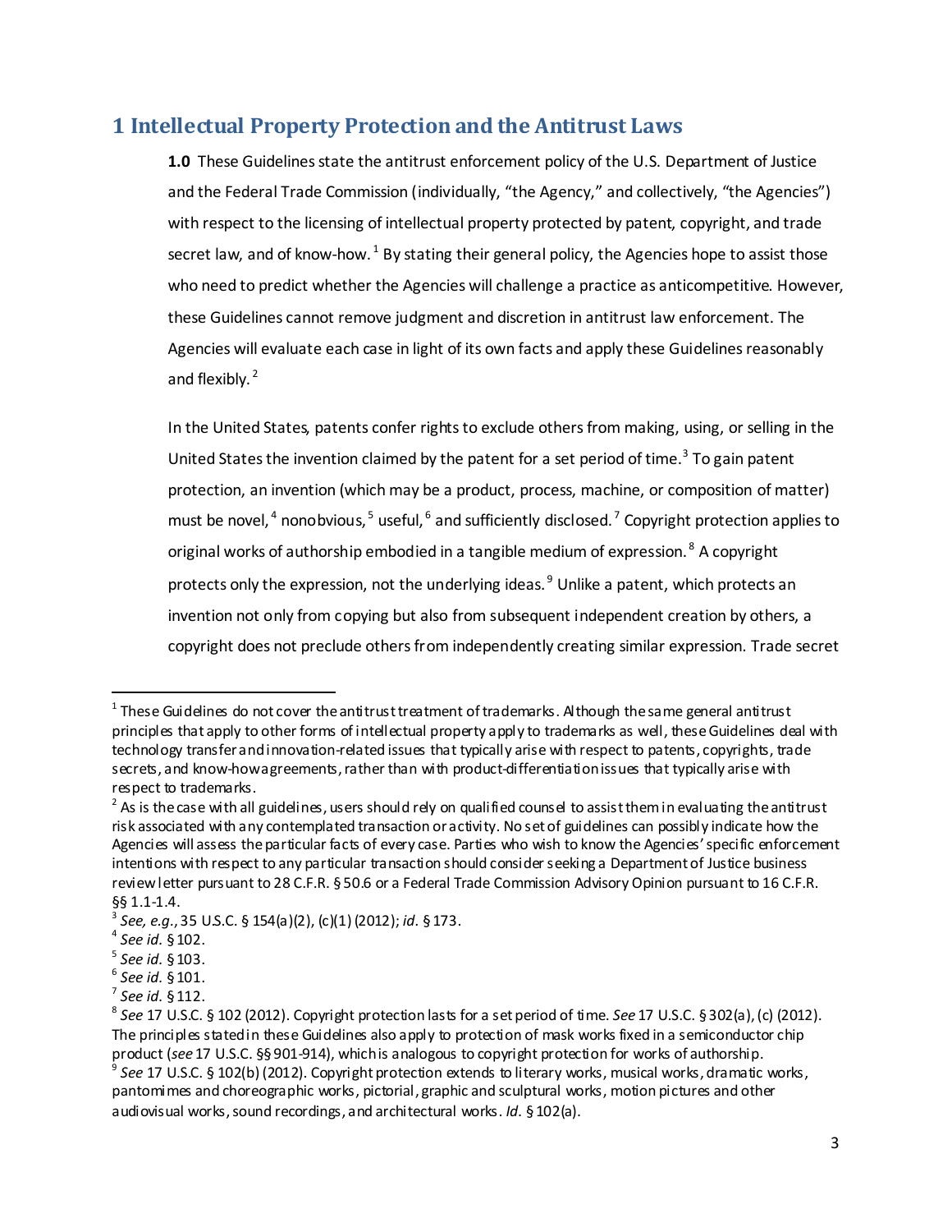## 1 Intellectual Property Protection and the Antitrust Laws

**1.0** These Guidelines state the antitrust enforcement policy of the U.S. Department of Justice and the Federal Trade Commission (individually, "the Agency," and collectively, "the Agencies") with respect to the licensing of intellectual property protected by patent, copyright, and trade secret law, and of know-how.[1] By stating their general policy, the Agencies hope to assist those who need to predict whether the Agencies will challenge a practice as anticompetitive. However, these Guidelines cannot remove judgment and discretion in antitrust law enforcement. The Agencies will evaluate each case in light of its own facts and apply these Guidelines reasonably and flexibly.[2]

In the United States, patents confer rights to exclude others from making, using, or selling in the United States the invention claimed by the patent for a set period of time.[3] To gain patent protection, an invention (which may be a product, process, machine, or composition of matter) must be novel,[4] nonobvious,[5] useful,[6] and sufficiently disclosed.[7] Copyright protection applies to original works of authorship embodied in a tangible medium of expression.[8] A copyright protects only the expression, not the underlying ideas.[9] Unlike a patent, which protects an invention not only from copying but also from subsequent independent creation by others, a copyright does not preclude others from independently creating similar expression. Trade secret

---

[1] These Guidelines do not cover the antitrust treatment of trademarks. Although the same general antitrust principles that apply to other forms of intellectual property apply to trademarks as well, these Guidelines deal with technology transfer and innovation-related issues that typically arise with respect to patents, copyrights, trade secrets, and know-how agreements, rather than with product-differentiation issues that typically arise with respect to trademarks.

[2] As is the case with all guidelines, users should rely on qualified counsel to assist them in evaluating the antitrust risk associated with any contemplated transaction or activity. No set of guidelines can possibly indicate how the Agencies will assess the particular facts of every case. Parties who wish to know the Agencies' specific enforcement intentions with respect to any particular transaction should consider seeking a Department of Justice business review letter pursuant to 28 C.F.R. § 50.6 or a Federal Trade Commission Advisory Opinion pursuant to 16 C.F.R. §§ 1.1-1.4.

[3] *See, e.g.*, 35 U.S.C. § 154(a)(2), (c)(1) (2012); *id*. § 173.

[4] *See id.* § 102.

[5] *See id.* § 103.

[6] *See id.* § 101.

[7] *See id.* § 112.

[8] *See* 17 U.S.C. § 102 (2012). Copyright protection lasts for a set period of time. *See* 17 U.S.C. § 302(a), (c) (2012). The principles stated in these Guidelines also apply to protection of mask works fixed in a semiconductor chip product (*see* 17 U.S.C. §§ 901-914), which is analogous to copyright protection for works of authorship.

[9] *See* 17 U.S.C. § 102(b) (2012). Copyright protection extends to literary works, musical works, dramatic works, pantomimes and choreographic works, pictorial, graphic and sculptural works, motion pictures and other audiovisual works, sound recordings, and architectural works. *Id*. § 102(a).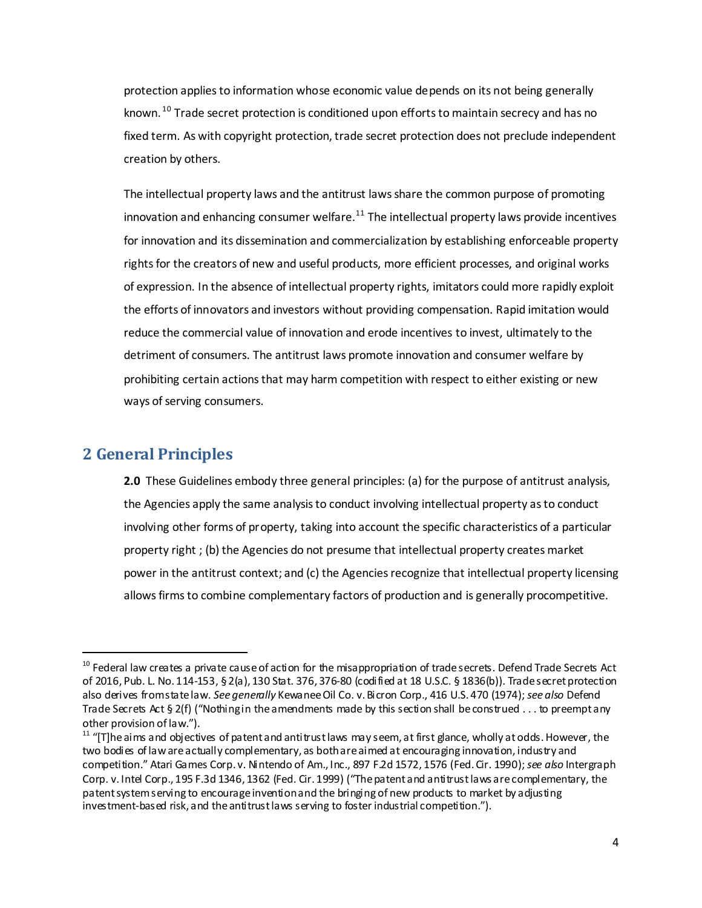protection applies to information whose economic value depends on its not being generally known.[10] Trade secret protection is conditioned upon efforts to maintain secrecy and has no fixed term. As with copyright protection, trade secret protection does not preclude independent creation by others.

The intellectual property laws and the antitrust laws share the common purpose of promoting innovation and enhancing consumer welfare.[11] The intellectual property laws provide incentives for innovation and its dissemination and commercialization by establishing enforceable property rights for the creators of new and useful products, more efficient processes, and original works of expression. In the absence of intellectual property rights, imitators could more rapidly exploit the efforts of innovators and investors without providing compensation. Rapid imitation would reduce the commercial value of innovation and erode incentives to invest, ultimately to the detriment of consumers. The antitrust laws promote innovation and consumer welfare by prohibiting certain actions that may harm competition with respect to either existing or new ways of serving consumers.

## 2 General Principles

**2.0** These Guidelines embody three general principles: (a) for the purpose of antitrust analysis, the Agencies apply the same analysis to conduct involving intellectual property as to conduct involving other forms of property, taking into account the specific characteristics of a particular property right ; (b) the Agencies do not presume that intellectual property creates market power in the antitrust context; and (c) the Agencies recognize that intellectual property licensing allows firms to combine complementary factors of production and is generally procompetitive.

---

[10] Federal law creates a private cause of action for the misappropriation of trade secrets. Defend Trade Secrets Act of 2016, Pub. L. No. 114-153, § 2(a), 130 Stat. 376, 376-80 (codified at 18 U.S.C. § 1836(b)). Trade secret protection also derives from state law. *See generally* Kewanee Oil Co. v. Bicron Corp., 416 U.S. 470 (1974); *see also* Defend Trade Secrets Act § 2(f) ("Nothing in the amendments made by this section shall be construed . . . to preempt any other provision of law.").

[11] "[T]he aims and objectives of patent and antitrust laws may seem, at first glance, wholly at odds. However, the two bodies of law are actually complementary, as both are aimed at encouraging innovation, industry and competition." Atari Games Corp. v. Nintendo of Am., Inc., 897 F.2d 1572, 1576 (Fed. Cir. 1990); *see also* Intergraph Corp. v. Intel Corp., 195 F.3d 1346, 1362 (Fed. Cir. 1999) ("The patent and antitrust laws are complementary, the patent system serving to encourage invention and the bringing of new products to market by adjusting investment-based risk, and the antitrust laws serving to foster industrial competition.").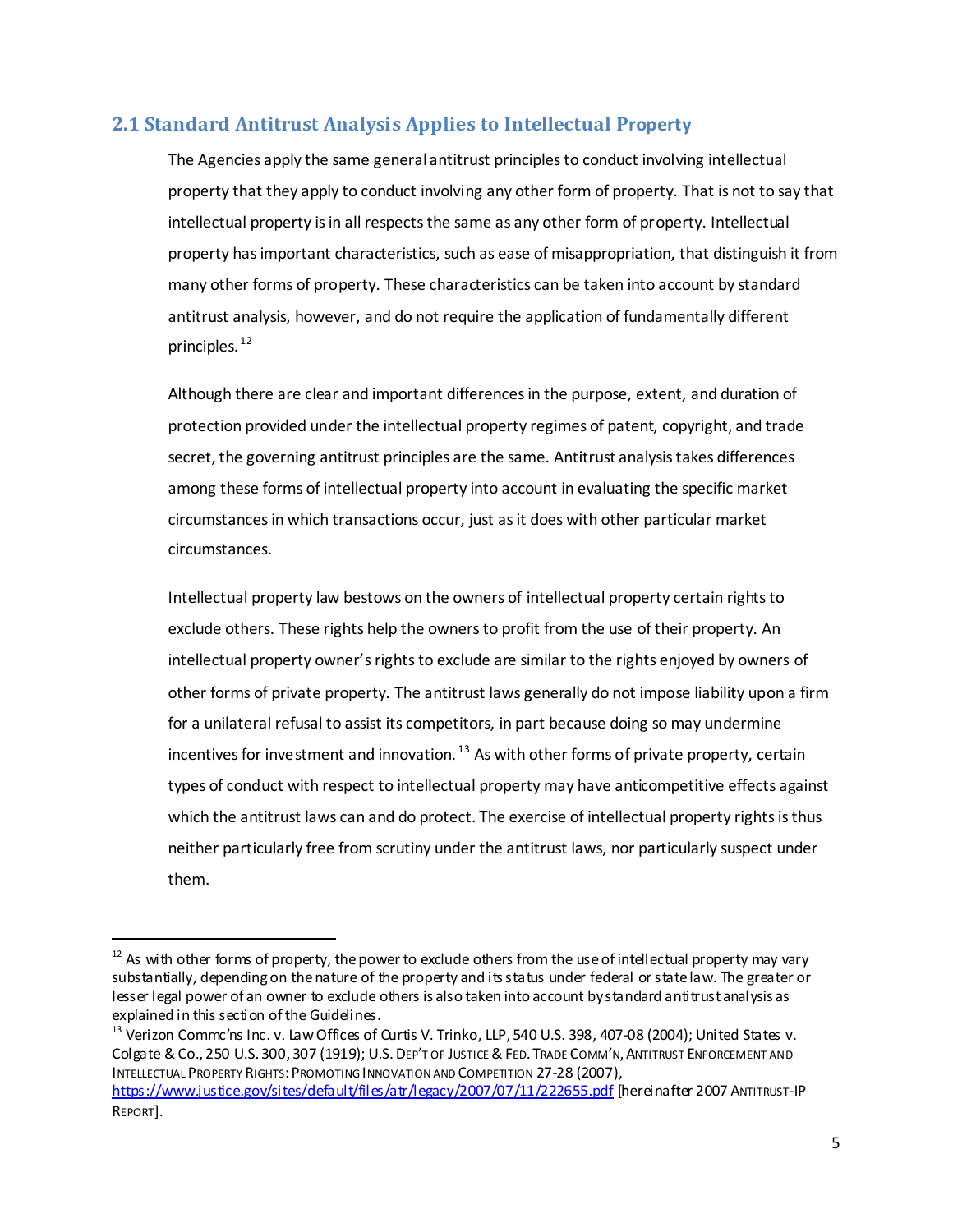## 2.1 Standard Antitrust Analysis Applies to Intellectual Property

The Agencies apply the same general antitrust principles to conduct involving intellectual property that they apply to conduct involving any other form of property. That is not to say that intellectual property is in all respects the same as any other form of property. Intellectual property has important characteristics, such as ease of misappropriation, that distinguish it from many other forms of property. These characteristics can be taken into account by standard antitrust analysis, however, and do not require the application of fundamentally different principles.[12]

Although there are clear and important differences in the purpose, extent, and duration of protection provided under the intellectual property regimes of patent, copyright, and trade secret, the governing antitrust principles are the same. Antitrust analysis takes differences among these forms of intellectual property into account in evaluating the specific market circumstances in which transactions occur, just as it does with other particular market circumstances.

Intellectual property law bestows on the owners of intellectual property certain rights to exclude others. These rights help the owners to profit from the use of their property. An intellectual property owner's rights to exclude are similar to the rights enjoyed by owners of other forms of private property. The antitrust laws generally do not impose liability upon a firm for a unilateral refusal to assist its competitors, in part because doing so may undermine incentives for investment and innovation.[13] As with other forms of private property, certain types of conduct with respect to intellectual property may have anticompetitive effects against which the antitrust laws can and do protect. The exercise of intellectual property rights is thus neither particularly free from scrutiny under the antitrust laws, nor particularly suspect under them.

---

[12] As with other forms of property, the power to exclude others from the use of intellectual property may vary substantially, depending on the nature of the property and its status under federal or state law. The greater or lesser legal power of an owner to exclude others is also taken into account by standard antitrust analysis as explained in this section of the Guidelines.

[13] Verizon Commc'ns Inc. v. Law Offices of Curtis V. Trinko, LLP, 540 U.S. 398, 407-08 (2004); United States v. Colgate & Co., 250 U.S. 300, 307 (1919); U.S. DEP'T OF JUSTICE & FED. TRADE COMM'N, ANTITRUST ENFORCEMENT AND INTELLECTUAL PROPERTY RIGHTS: PROMOTING INNOVATION AND COMPETITION 27-28 (2007), https://www.justice.gov/sites/default/files/atr/legacy/2007/07/11/222655.pdf [hereinafter 2007 ANTITRUST-IP REPORT].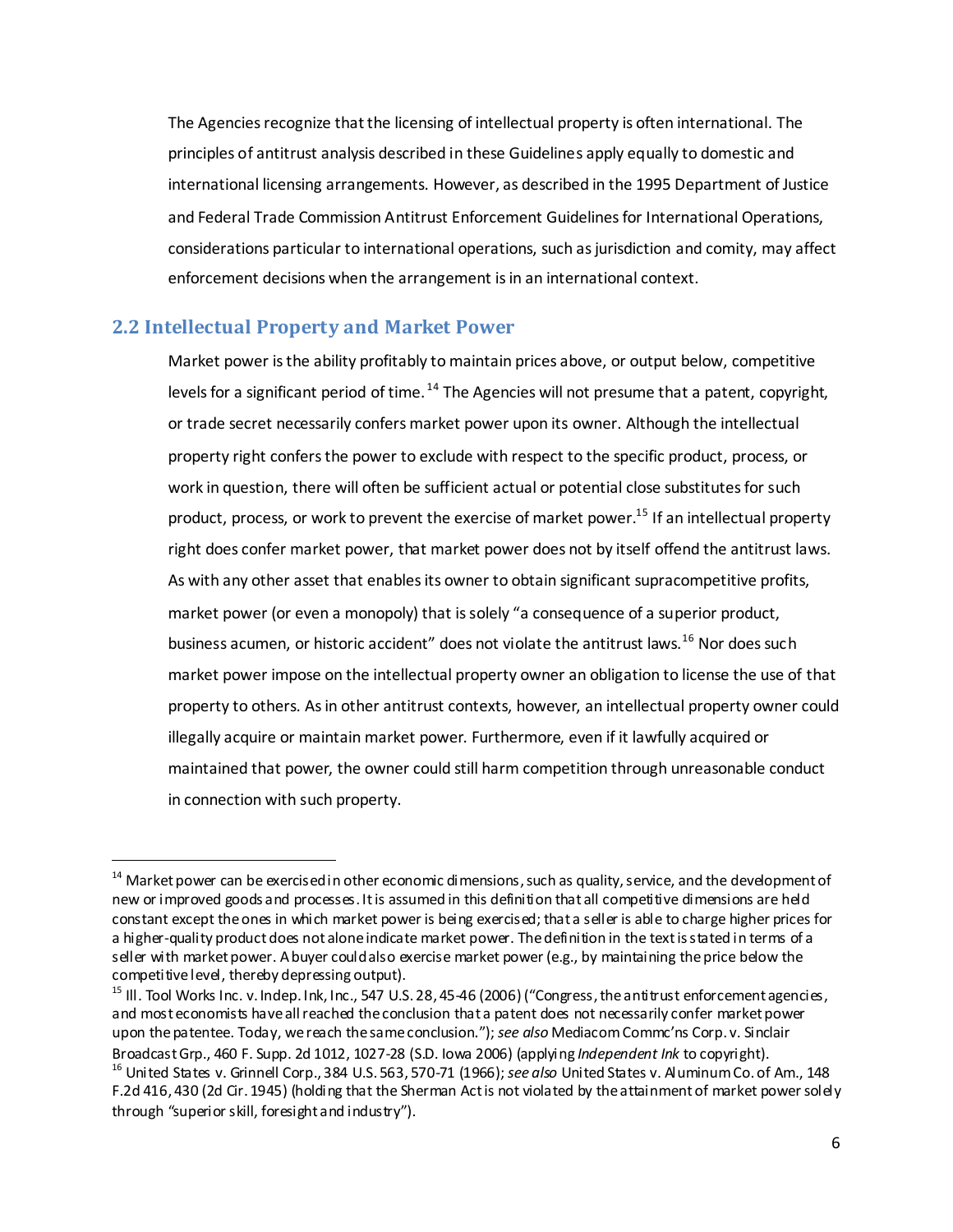The Agencies recognize that the licensing of intellectual property is often international. The principles of antitrust analysis described in these Guidelines apply equally to domestic and international licensing arrangements. However, as described in the 1995 Department of Justice and Federal Trade Commission Antitrust Enforcement Guidelines for International Operations, considerations particular to international operations, such as jurisdiction and comity, may affect enforcement decisions when the arrangement is in an international context.

## 2.2 Intellectual Property and Market Power

Market power is the ability profitably to maintain prices above, or output below, competitive levels for a significant period of time.[14] The Agencies will not presume that a patent, copyright, or trade secret necessarily confers market power upon its owner. Although the intellectual property right confers the power to exclude with respect to the specific product, process, or work in question, there will often be sufficient actual or potential close substitutes for such product, process, or work to prevent the exercise of market power.[15] If an intellectual property right does confer market power, that market power does not by itself offend the antitrust laws. As with any other asset that enables its owner to obtain significant supracompetitive profits, market power (or even a monopoly) that is solely "a consequence of a superior product, business acumen, or historic accident" does not violate the antitrust laws.[16] Nor does such market power impose on the intellectual property owner an obligation to license the use of that property to others. As in other antitrust contexts, however, an intellectual property owner could illegally acquire or maintain market power. Furthermore, even if it lawfully acquired or maintained that power, the owner could still harm competition through unreasonable conduct in connection with such property.

---

[14] Market power can be exercised in other economic dimensions, such as quality, service, and the development of new or improved goods and processes. It is assumed in this definition that all competitive dimensions are held constant except the ones in which market power is being exercised; that a seller is able to charge higher prices for a higher-quality product does not alone indicate market power. The definition in the text is stated in terms of a seller with market power. A buyer could also exercise market power (e.g., by maintaining the price below the competitive level, thereby depressing output).

[15] Ill. Tool Works Inc. v. Indep. Ink, Inc., 547 U.S. 28, 45-46 (2006) ("Congress, the antitrust enforcement agencies, and most economists have all reached the conclusion that a patent does not necessarily confer market power upon the patentee. Today, we reach the same conclusion."); *see also* Mediacom Commc'ns Corp. v. Sinclair Broadcast Grp., 460 F. Supp. 2d 1012, 1027-28 (S.D. Iowa 2006) (applying *Independent Ink* to copyright).

[16] United States v. Grinnell Corp., 384 U.S. 563, 570-71 (1966); *see also* United States v. Aluminum Co. of Am., 148 F.2d 416, 430 (2d Cir. 1945) (holding that the Sherman Act is not violated by the attainment of market power solely through "superior skill, foresight and industry").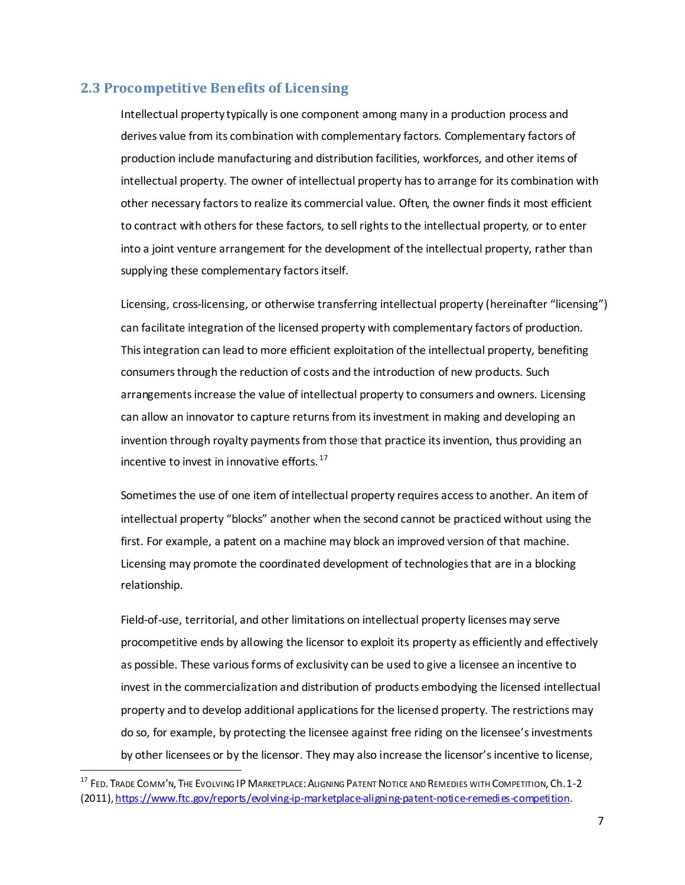## 2.3 Procompetitive Benefits of Licensing

Intellectual property typically is one component among many in a production process and derives value from its combination with complementary factors. Complementary factors of production include manufacturing and distribution facilities, workforces, and other items of intellectual property. The owner of intellectual property has to arrange for its combination with other necessary factors to realize its commercial value. Often, the owner finds it most efficient to contract with others for these factors, to sell rights to the intellectual property, or to enter into a joint venture arrangement for the development of the intellectual property, rather than supplying these complementary factors itself.

Licensing, cross-licensing, or otherwise transferring intellectual property (hereinafter "licensing") can facilitate integration of the licensed property with complementary factors of production. This integration can lead to more efficient exploitation of the intellectual property, benefiting consumers through the reduction of costs and the introduction of new products. Such arrangements increase the value of intellectual property to consumers and owners. Licensing can allow an innovator to capture returns from its investment in making and developing an invention through royalty payments from those that practice its invention, thus providing an incentive to invest in innovative efforts.[17]

Sometimes the use of one item of intellectual property requires access to another. An item of intellectual property "blocks" another when the second cannot be practiced without using the first. For example, a patent on a machine may block an improved version of that machine. Licensing may promote the coordinated development of technologies that are in a blocking relationship.

Field-of-use, territorial, and other limitations on intellectual property licenses may serve procompetitive ends by allowing the licensor to exploit its property as efficiently and effectively as possible. These various forms of exclusivity can be used to give a licensee an incentive to invest in the commercialization and distribution of products embodying the licensed intellectual property and to develop additional applications for the licensed property. The restrictions may do so, for example, by protecting the licensee against free riding on the licensee's investments by other licensees or by the licensor. They may also increase the licensor's incentive to license,

---

[17] FED. TRADE COMM'N, THE EVOLVING IP MARKETPLACE: ALIGNING PATENT NOTICE AND REMEDIES WITH COMPETITION, Ch. 1-2 (2011), https://www.ftc.gov/reports/evolving-ip-marketplace-aligning-patent-notice-remedies-competition.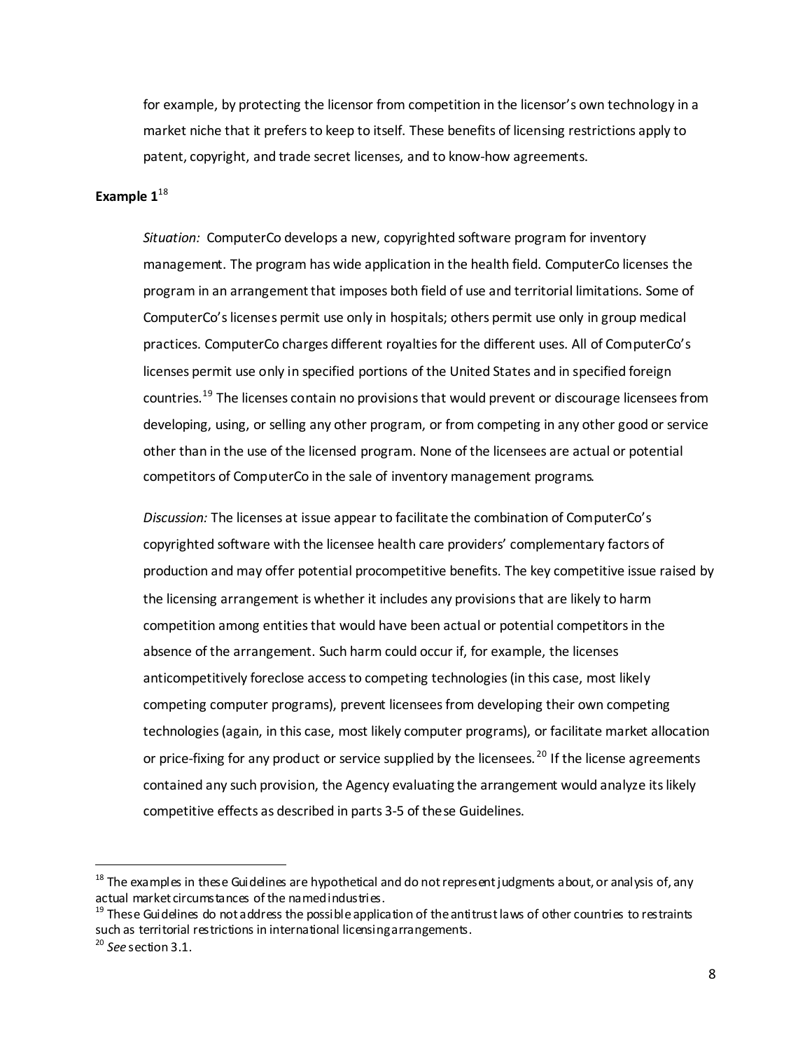for example, by protecting the licensor from competition in the licensor's own technology in a market niche that it prefers to keep to itself. These benefits of licensing restrictions apply to patent, copyright, and trade secret licenses, and to know-how agreements.

**Example 1**[18]

*Situation:* ComputerCo develops a new, copyrighted software program for inventory management. The program has wide application in the health field. ComputerCo licenses the program in an arrangement that imposes both field of use and territorial limitations. Some of ComputerCo's licenses permit use only in hospitals; others permit use only in group medical practices. ComputerCo charges different royalties for the different uses. All of ComputerCo's licenses permit use only in specified portions of the United States and in specified foreign countries.[19] The licenses contain no provisions that would prevent or discourage licensees from developing, using, or selling any other program, or from competing in any other good or service other than in the use of the licensed program. None of the licensees are actual or potential competitors of ComputerCo in the sale of inventory management programs.

*Discussion:* The licenses at issue appear to facilitate the combination of ComputerCo's copyrighted software with the licensee health care providers' complementary factors of production and may offer potential procompetitive benefits. The key competitive issue raised by the licensing arrangement is whether it includes any provisions that are likely to harm competition among entities that would have been actual or potential competitors in the absence of the arrangement. Such harm could occur if, for example, the licenses anticompetitively foreclose access to competing technologies (in this case, most likely competing computer programs), prevent licensees from developing their own competing technologies (again, in this case, most likely computer programs), or facilitate market allocation or price-fixing for any product or service supplied by the licensees.[20] If the license agreements contained any such provision, the Agency evaluating the arrangement would analyze its likely competitive effects as described in parts 3-5 of these Guidelines.

---

[18] The examples in these Guidelines are hypothetical and do not represent judgments about, or analysis of, any actual market circumstances of the named industries.

[19] These Guidelines do not address the possible application of the antitrust laws of other countries to restraints such as territorial restrictions in international licensing arrangements.

[20] *See* section 3.1.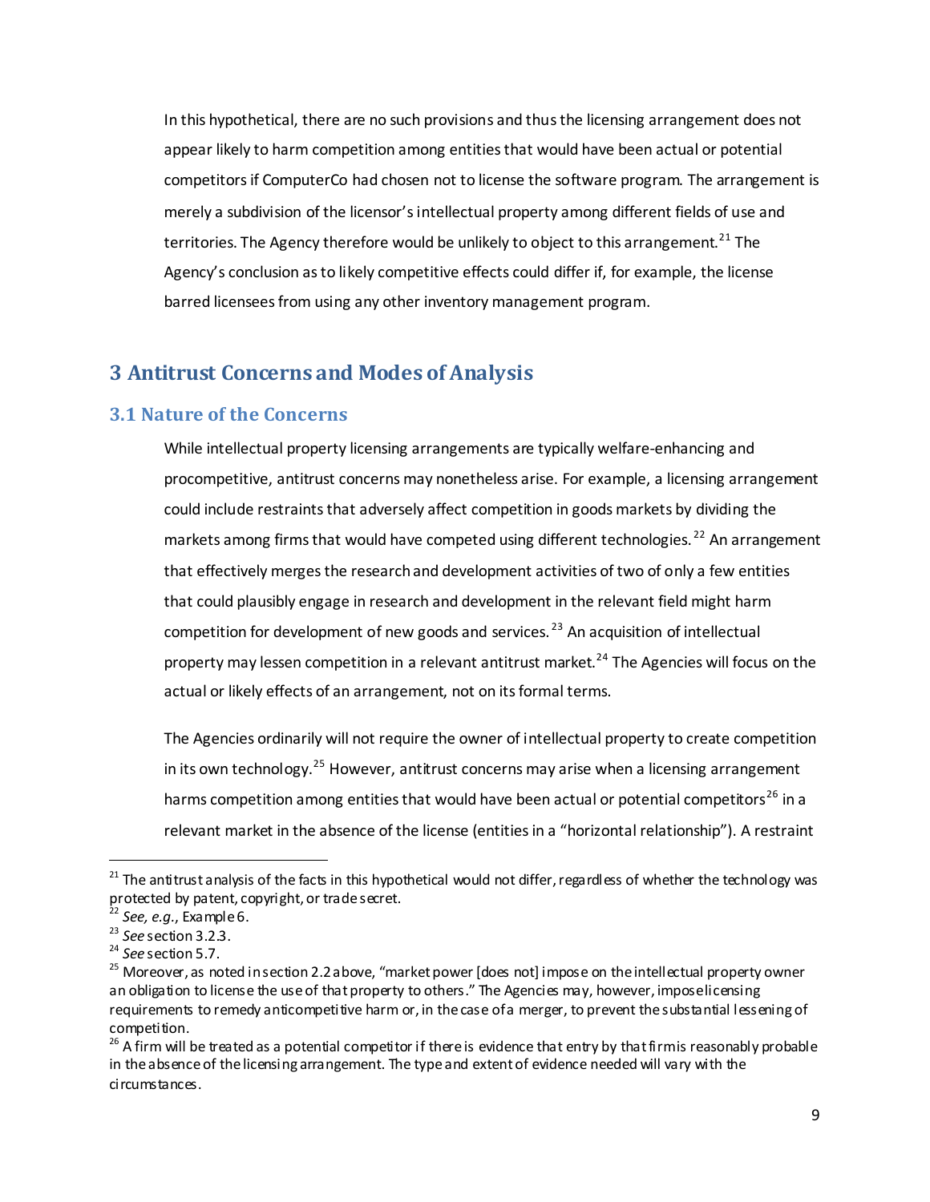In this hypothetical, there are no such provisions and thus the licensing arrangement does not appear likely to harm competition among entities that would have been actual or potential competitors if ComputerCo had chosen not to license the software program. The arrangement is merely a subdivision of the licensor's intellectual property among different fields of use and territories. The Agency therefore would be unlikely to object to this arrangement.[21] The Agency's conclusion as to likely competitive effects could differ if, for example, the license barred licensees from using any other inventory management program.

# 3 Antitrust Concerns and Modes of Analysis

## 3.1 Nature of the Concerns

While intellectual property licensing arrangements are typically welfare-enhancing and procompetitive, antitrust concerns may nonetheless arise. For example, a licensing arrangement could include restraints that adversely affect competition in goods markets by dividing the markets among firms that would have competed using different technologies.[22] An arrangement that effectively merges the research and development activities of two of only a few entities that could plausibly engage in research and development in the relevant field might harm competition for development of new goods and services.[23] An acquisition of intellectual property may lessen competition in a relevant antitrust market.[24] The Agencies will focus on the actual or likely effects of an arrangement, not on its formal terms.

The Agencies ordinarily will not require the owner of intellectual property to create competition in its own technology.[25] However, antitrust concerns may arise when a licensing arrangement harms competition among entities that would have been actual or potential competitors[26] in a relevant market in the absence of the license (entities in a "horizontal relationship"). A restraint

---

[21] The antitrust analysis of the facts in this hypothetical would not differ, regardless of whether the technology was protected by patent, copyright, or trade secret.

[22] *See, e.g.*, Example 6.

[23] *See* section 3.2.3.

[24] *See* section 5.7.

[25] Moreover, as noted in section 2.2 above, "market power [does not] impose on the intellectual property owner an obligation to license the use of that property to others." The Agencies may, however, impose licensing requirements to remedy anticompetitive harm or, in the case of a merger, to prevent the substantial lessening of competition.

[26] A firm will be treated as a potential competitor if there is evidence that entry by that firm is reasonably probable in the absence of the licensing arrangement. The type and extent of evidence needed will vary with the circumstances.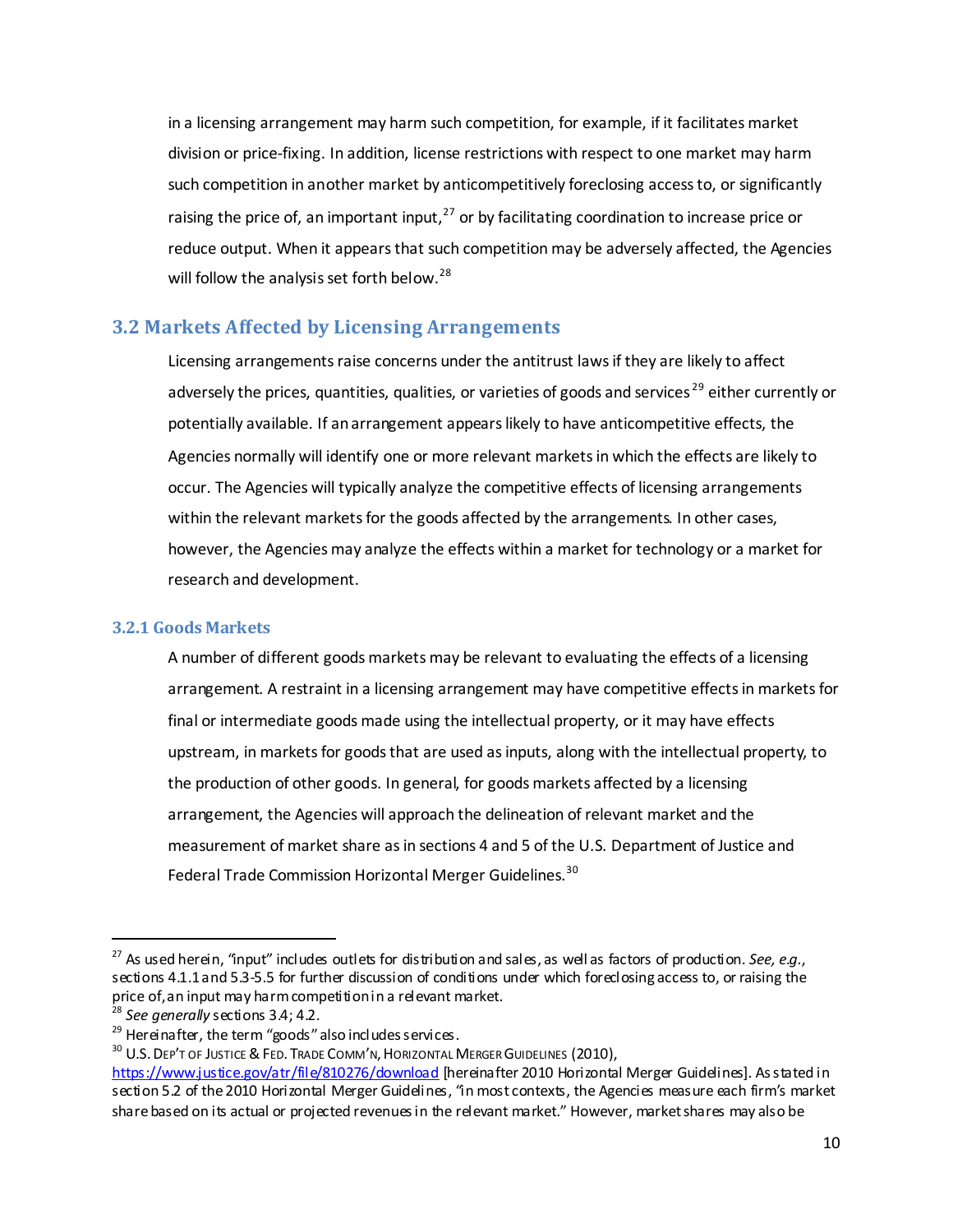in a licensing arrangement may harm such competition, for example, if it facilitates market division or price-fixing. In addition, license restrictions with respect to one market may harm such competition in another market by anticompetitively foreclosing access to, or significantly raising the price of, an important input,[27] or by facilitating coordination to increase price or reduce output. When it appears that such competition may be adversely affected, the Agencies will follow the analysis set forth below.[28]

## 3.2 Markets Affected by Licensing Arrangements

Licensing arrangements raise concerns under the antitrust laws if they are likely to affect adversely the prices, quantities, qualities, or varieties of goods and services[29] either currently or potentially available. If an arrangement appears likely to have anticompetitive effects, the Agencies normally will identify one or more relevant markets in which the effects are likely to occur. The Agencies will typically analyze the competitive effects of licensing arrangements within the relevant markets for the goods affected by the arrangements. In other cases, however, the Agencies may analyze the effects within a market for technology or a market for research and development.

### 3.2.1 Goods Markets

A number of different goods markets may be relevant to evaluating the effects of a licensing arrangement. A restraint in a licensing arrangement may have competitive effects in markets for final or intermediate goods made using the intellectual property, or it may have effects upstream, in markets for goods that are used as inputs, along with the intellectual property, to the production of other goods. In general, for goods markets affected by a licensing arrangement, the Agencies will approach the delineation of relevant market and the measurement of market share as in sections 4 and 5 of the U.S. Department of Justice and Federal Trade Commission Horizontal Merger Guidelines.[30]

---

[27] As used herein, "input" includes outlets for distribution and sales, as well as factors of production. *See, e.g.*, sections 4.1.1 and 5.3-5.5 for further discussion of conditions under which foreclosing access to, or raising the price of, an input may harm competition in a relevant market.

[28] *See generally* sections 3.4; 4.2.

[29] Hereinafter, the term "goods" also includes services.

[30] U.S. DEP'T OF JUSTICE & FED. TRADE COMM'N, HORIZONTAL MERGER GUIDELINES (2010), https://www.justice.gov/atr/file/810276/download [hereinafter 2010 Horizontal Merger Guidelines]. As stated in section 5.2 of the 2010 Horizontal Merger Guidelines, "in most contexts, the Agencies measure each firm's market share based on its actual or projected revenues in the relevant market." However, market shares may also be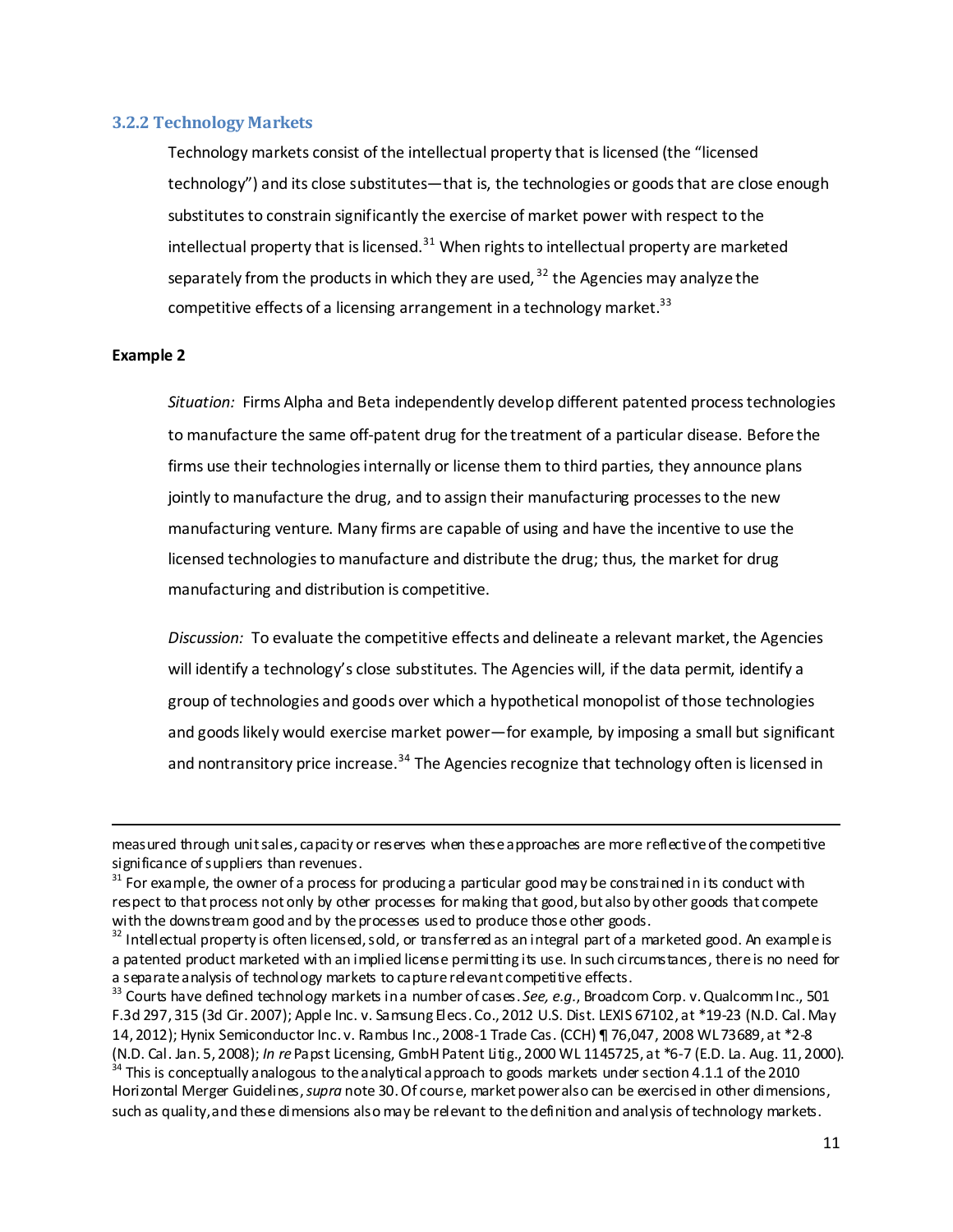### 3.2.2 Technology Markets

Technology markets consist of the intellectual property that is licensed (the "licensed technology") and its close substitutes—that is, the technologies or goods that are close enough substitutes to constrain significantly the exercise of market power with respect to the intellectual property that is licensed.[31] When rights to intellectual property are marketed separately from the products in which they are used,[32] the Agencies may analyze the competitive effects of a licensing arrangement in a technology market.[33]

**Example 2**

*Situation:* Firms Alpha and Beta independently develop different patented process technologies to manufacture the same off-patent drug for the treatment of a particular disease. Before the firms use their technologies internally or license them to third parties, they announce plans jointly to manufacture the drug, and to assign their manufacturing processes to the new manufacturing venture. Many firms are capable of using and have the incentive to use the licensed technologies to manufacture and distribute the drug; thus, the market for drug manufacturing and distribution is competitive.

*Discussion:* To evaluate the competitive effects and delineate a relevant market, the Agencies will identify a technology's close substitutes. The Agencies will, if the data permit, identify a group of technologies and goods over which a hypothetical monopolist of those technologies and goods likely would exercise market power—for example, by imposing a small but significant and nontransitory price increase.[34] The Agencies recognize that technology often is licensed in

---

measured through unit sales, capacity or reserves when these approaches are more reflective of the competitive significance of suppliers than revenues.

[31] For example, the owner of a process for producing a particular good may be constrained in its conduct with respect to that process not only by other processes for making that good, but also by other goods that compete with the downstream good and by the processes used to produce those other goods.

[32] Intellectual property is often licensed, sold, or transferred as an integral part of a marketed good. An example is a patented product marketed with an implied license permitting its use. In such circumstances, there is no need for a separate analysis of technology markets to capture relevant competitive effects.

[33] Courts have defined technology markets in a number of cases. *See, e.g.*, Broadcom Corp. v. Qualcomm Inc., 501 F.3d 297, 315 (3d Cir. 2007); Apple Inc. v. Samsung Elecs. Co., 2012 U.S. Dist. LEXIS 67102, at *19-23 (N.D. Cal. May 14, 2012); Hynix Semiconductor Inc. v. Rambus Inc., 2008-1 Trade Cas. (CCH) ¶ 76,047, 2008 WL 73689, at *2-8 (N.D. Cal. Jan. 5, 2008); *In re* Papst Licensing, GmbH Patent Litig., 2000 WL 1145725, at *6-7 (E.D. La. Aug. 11, 2000).

[34] This is conceptually analogous to the analytical approach to goods markets under section 4.1.1 of the 2010 Horizontal Merger Guidelines, *supra* note 30. Of course, market power also can be exercised in other dimensions, such as quality, and these dimensions also may be relevant to the definition and analysis of technology markets.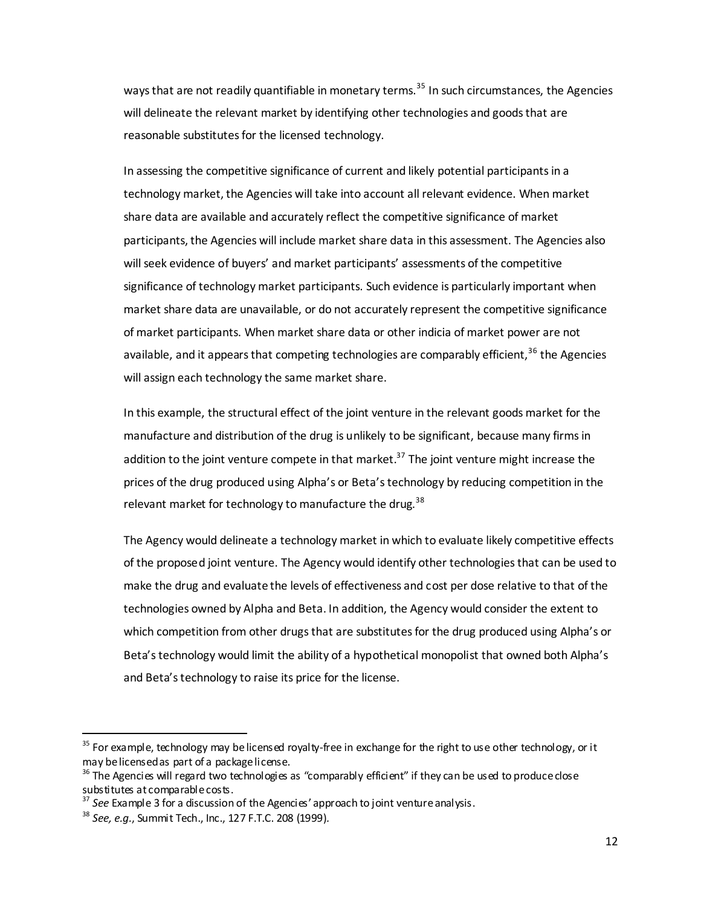ways that are not readily quantifiable in monetary terms.[35] In such circumstances, the Agencies will delineate the relevant market by identifying other technologies and goods that are reasonable substitutes for the licensed technology.

In assessing the competitive significance of current and likely potential participants in a technology market, the Agencies will take into account all relevant evidence. When market share data are available and accurately reflect the competitive significance of market participants, the Agencies will include market share data in this assessment. The Agencies also will seek evidence of buyers' and market participants' assessments of the competitive significance of technology market participants. Such evidence is particularly important when market share data are unavailable, or do not accurately represent the competitive significance of market participants. When market share data or other indicia of market power are not available, and it appears that competing technologies are comparably efficient,[36] the Agencies will assign each technology the same market share.

In this example, the structural effect of the joint venture in the relevant goods market for the manufacture and distribution of the drug is unlikely to be significant, because many firms in addition to the joint venture compete in that market.[37] The joint venture might increase the prices of the drug produced using Alpha's or Beta's technology by reducing competition in the relevant market for technology to manufacture the drug.[38]

The Agency would delineate a technology market in which to evaluate likely competitive effects of the proposed joint venture. The Agency would identify other technologies that can be used to make the drug and evaluate the levels of effectiveness and cost per dose relative to that of the technologies owned by Alpha and Beta. In addition, the Agency would consider the extent to which competition from other drugs that are substitutes for the drug produced using Alpha's or Beta's technology would limit the ability of a hypothetical monopolist that owned both Alpha's and Beta's technology to raise its price for the license.

---

[35] For example, technology may be licensed royalty-free in exchange for the right to use other technology, or it may be licensed as part of a package license.

[36] The Agencies will regard two technologies as "comparably efficient" if they can be used to produce close substitutes at comparable costs.

[37] *See* Example 3 for a discussion of the Agencies' approach to joint venture analysis.

[38] *See, e.g.*, Summit Tech., Inc., 127 F.T.C. 208 (1999).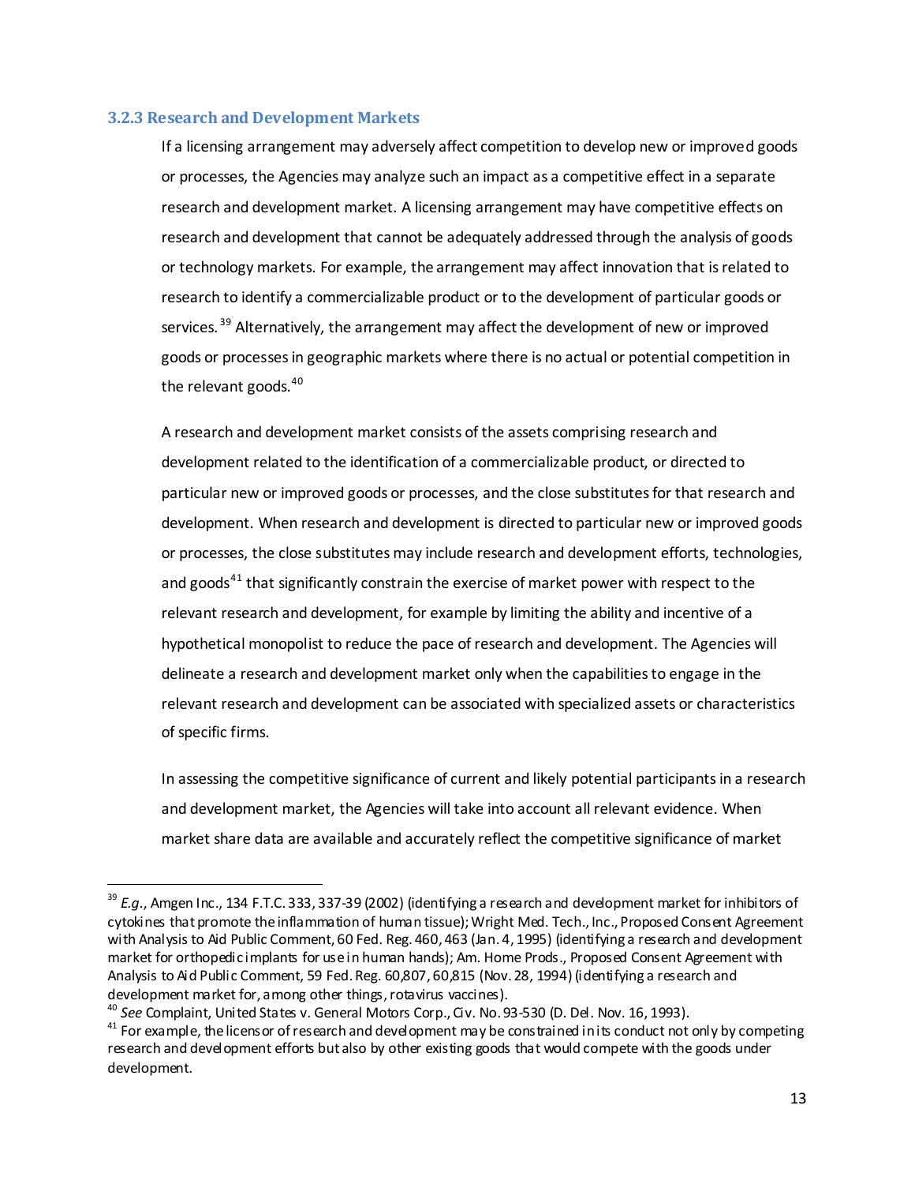### 3.2.3 Research and Development Markets

If a licensing arrangement may adversely affect competition to develop new or improved goods or processes, the Agencies may analyze such an impact as a competitive effect in a separate research and development market. A licensing arrangement may have competitive effects on research and development that cannot be adequately addressed through the analysis of goods or technology markets. For example, the arrangement may affect innovation that is related to research to identify a commercializable product or to the development of particular goods or services.[39] Alternatively, the arrangement may affect the development of new or improved goods or processes in geographic markets where there is no actual or potential competition in the relevant goods.[40]

A research and development market consists of the assets comprising research and development related to the identification of a commercializable product, or directed to particular new or improved goods or processes, and the close substitutes for that research and development. When research and development is directed to particular new or improved goods or processes, the close substitutes may include research and development efforts, technologies, and goods[41] that significantly constrain the exercise of market power with respect to the relevant research and development, for example by limiting the ability and incentive of a hypothetical monopolist to reduce the pace of research and development. The Agencies will delineate a research and development market only when the capabilities to engage in the relevant research and development can be associated with specialized assets or characteristics of specific firms.

In assessing the competitive significance of current and likely potential participants in a research and development market, the Agencies will take into account all relevant evidence. When market share data are available and accurately reflect the competitive significance of market

---

[39] *E.g.*, Amgen Inc., 134 F.T.C. 333, 337-39 (2002) (identifying a research and development market for inhibitors of cytokines that promote the inflammation of human tissue); Wright Med. Tech., Inc., Proposed Consent Agreement with Analysis to Aid Public Comment, 60 Fed. Reg. 460, 463 (Jan. 4, 1995) (identifying a research and development market for orthopedic implants for use in human hands); Am. Home Prods., Proposed Consent Agreement with Analysis to Aid Public Comment, 59 Fed. Reg. 60,807, 60,815 (Nov. 28, 1994) (identifying a research and development market for, among other things, rotavirus vaccines).

[40] *See* Complaint, United States v. General Motors Corp., Civ. No. 93-530 (D. Del. Nov. 16, 1993).

[41] For example, the licensor of research and development may be constrained in its conduct not only by competing research and development efforts but also by other existing goods that would compete with the goods under development.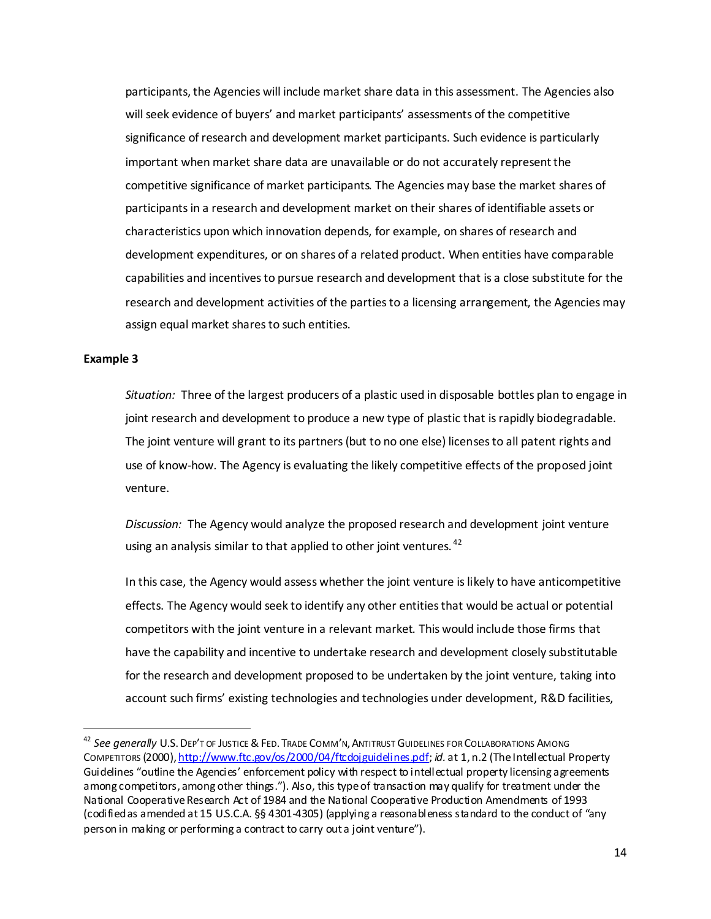participants, the Agencies will include market share data in this assessment. The Agencies also will seek evidence of buyers' and market participants' assessments of the competitive significance of research and development market participants. Such evidence is particularly important when market share data are unavailable or do not accurately represent the competitive significance of market participants. The Agencies may base the market shares of participants in a research and development market on their shares of identifiable assets or characteristics upon which innovation depends, for example, on shares of research and development expenditures, or on shares of a related product. When entities have comparable capabilities and incentives to pursue research and development that is a close substitute for the research and development activities of the parties to a licensing arrangement, the Agencies may assign equal market shares to such entities.

**Example 3**

*Situation:* Three of the largest producers of a plastic used in disposable bottles plan to engage in joint research and development to produce a new type of plastic that is rapidly biodegradable. The joint venture will grant to its partners (but to no one else) licenses to all patent rights and use of know-how. The Agency is evaluating the likely competitive effects of the proposed joint venture.

*Discussion:* The Agency would analyze the proposed research and development joint venture using an analysis similar to that applied to other joint ventures.[42]

In this case, the Agency would assess whether the joint venture is likely to have anticompetitive effects. The Agency would seek to identify any other entities that would be actual or potential competitors with the joint venture in a relevant market. This would include those firms that have the capability and incentive to undertake research and development closely substitutable for the research and development proposed to be undertaken by the joint venture, taking into account such firms' existing technologies and technologies under development, R&D facilities,

---

[42] *See generally* U.S. DEP'T OF JUSTICE & FED. TRADE COMM'N, ANTITRUST GUIDELINES FOR COLLABORATIONS AMONG COMPETITORS (2000), http://www.ftc.gov/os/2000/04/ftcdojguidelines.pdf; *id.* at 1, n.2 (The Intellectual Property Guidelines "outline the Agencies' enforcement policy with respect to intellectual property licensing agreements among competitors, among other things."). Also, this type of transaction may qualify for treatment under the National Cooperative Research Act of 1984 and the National Cooperative Production Amendments of 1993 (codified as amended at 15 U.S.C.A. §§ 4301-4305) (applying a reasonableness standard to the conduct of "any person in making or performing a contract to carry out a joint venture").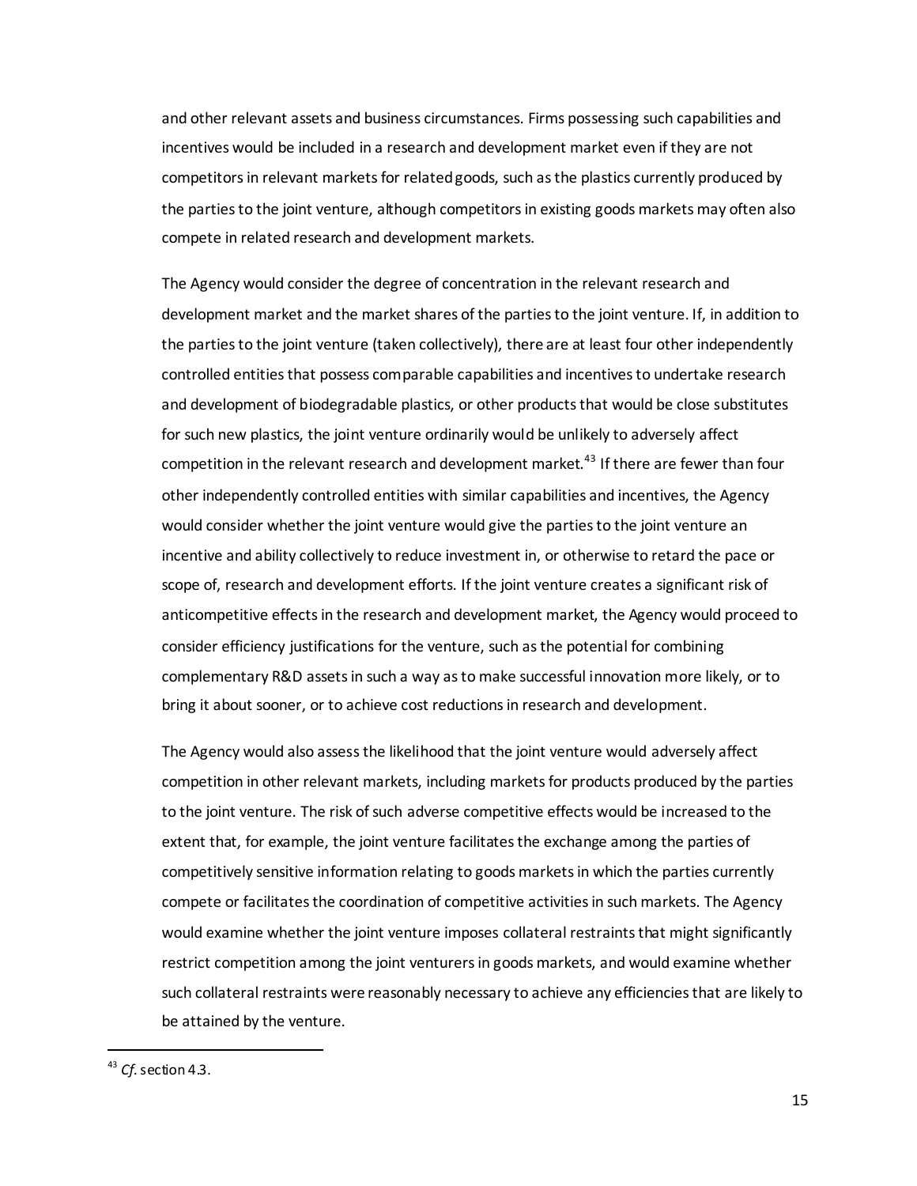and other relevant assets and business circumstances. Firms possessing such capabilities and incentives would be included in a research and development market even if they are not competitors in relevant markets for related goods, such as the plastics currently produced by the parties to the joint venture, although competitors in existing goods markets may often also compete in related research and development markets.

The Agency would consider the degree of concentration in the relevant research and development market and the market shares of the parties to the joint venture. If, in addition to the parties to the joint venture (taken collectively), there are at least four other independently controlled entities that possess comparable capabilities and incentives to undertake research and development of biodegradable plastics, or other products that would be close substitutes for such new plastics, the joint venture ordinarily would be unlikely to adversely affect competition in the relevant research and development market.[43] If there are fewer than four other independently controlled entities with similar capabilities and incentives, the Agency would consider whether the joint venture would give the parties to the joint venture an incentive and ability collectively to reduce investment in, or otherwise to retard the pace or scope of, research and development efforts. If the joint venture creates a significant risk of anticompetitive effects in the research and development market, the Agency would proceed to consider efficiency justifications for the venture, such as the potential for combining complementary R&D assets in such a way as to make successful innovation more likely, or to bring it about sooner, or to achieve cost reductions in research and development.

The Agency would also assess the likelihood that the joint venture would adversely affect competition in other relevant markets, including markets for products produced by the parties to the joint venture. The risk of such adverse competitive effects would be increased to the extent that, for example, the joint venture facilitates the exchange among the parties of competitively sensitive information relating to goods markets in which the parties currently compete or facilitates the coordination of competitive activities in such markets. The Agency would examine whether the joint venture imposes collateral restraints that might significantly restrict competition among the joint venturers in goods markets, and would examine whether such collateral restraints were reasonably necessary to achieve any efficiencies that are likely to be attained by the venture.

---

[43] *Cf.* section 4.3.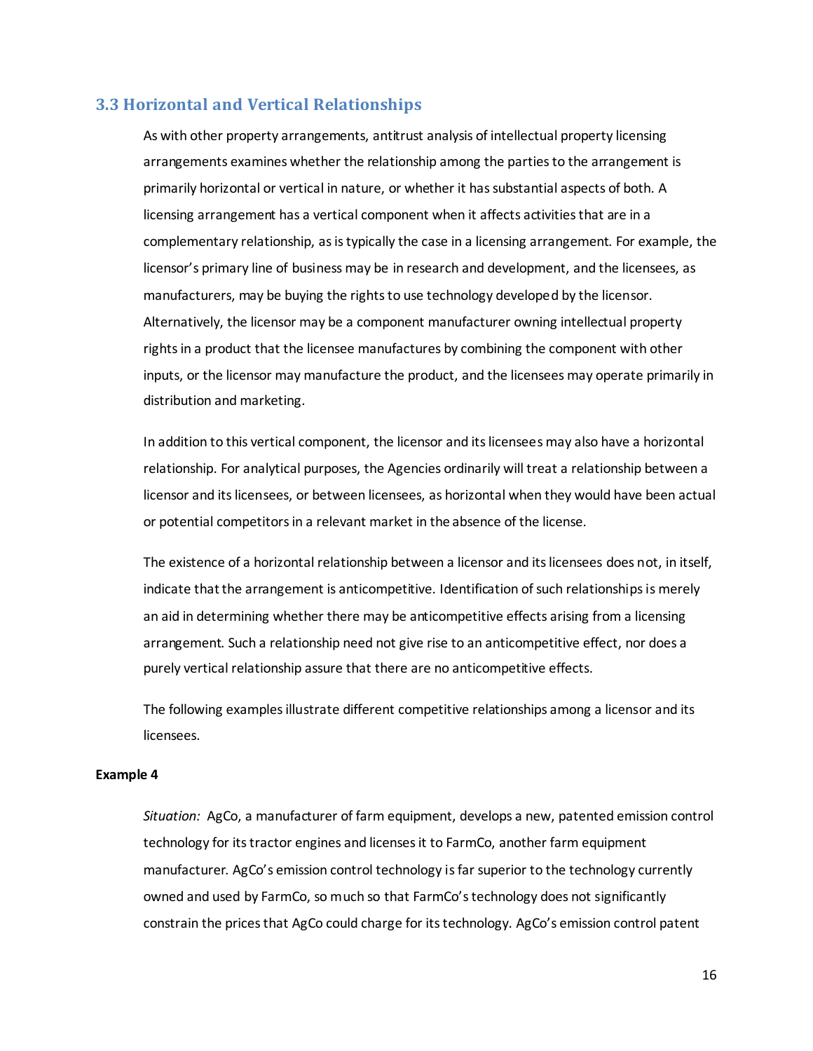## 3.3 Horizontal and Vertical Relationships

As with other property arrangements, antitrust analysis of intellectual property licensing arrangements examines whether the relationship among the parties to the arrangement is primarily horizontal or vertical in nature, or whether it has substantial aspects of both. A licensing arrangement has a vertical component when it affects activities that are in a complementary relationship, as is typically the case in a licensing arrangement. For example, the licensor's primary line of business may be in research and development, and the licensees, as manufacturers, may be buying the rights to use technology developed by the licensor. Alternatively, the licensor may be a component manufacturer owning intellectual property rights in a product that the licensee manufactures by combining the component with other inputs, or the licensor may manufacture the product, and the licensees may operate primarily in distribution and marketing.

In addition to this vertical component, the licensor and its licensees may also have a horizontal relationship. For analytical purposes, the Agencies ordinarily will treat a relationship between a licensor and its licensees, or between licensees, as horizontal when they would have been actual or potential competitors in a relevant market in the absence of the license.

The existence of a horizontal relationship between a licensor and its licensees does not, in itself, indicate that the arrangement is anticompetitive. Identification of such relationships is merely an aid in determining whether there may be anticompetitive effects arising from a licensing arrangement. Such a relationship need not give rise to an anticompetitive effect, nor does a purely vertical relationship assure that there are no anticompetitive effects.

The following examples illustrate different competitive relationships among a licensor and its licensees.

**Example 4**

*Situation:* AgCo, a manufacturer of farm equipment, develops a new, patented emission control technology for its tractor engines and licenses it to FarmCo, another farm equipment manufacturer. AgCo's emission control technology is far superior to the technology currently owned and used by FarmCo, so much so that FarmCo's technology does not significantly constrain the prices that AgCo could charge for its technology. AgCo's emission control patent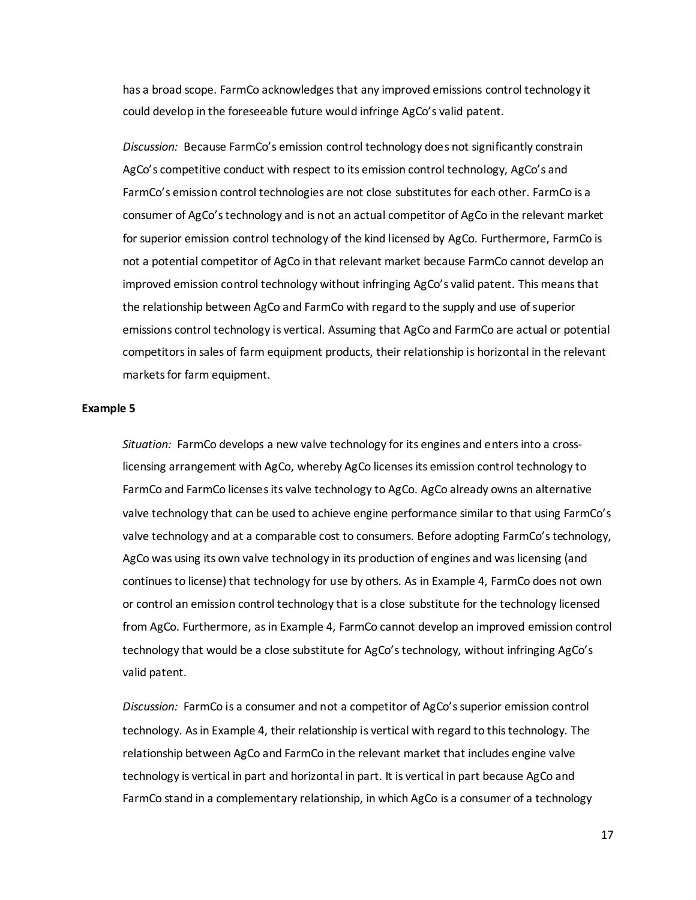has a broad scope. FarmCo acknowledges that any improved emissions control technology it could develop in the foreseeable future would infringe AgCo's valid patent.

*Discussion:* Because FarmCo's emission control technology does not significantly constrain AgCo's competitive conduct with respect to its emission control technology, AgCo's and FarmCo's emission control technologies are not close substitutes for each other. FarmCo is a consumer of AgCo's technology and is not an actual competitor of AgCo in the relevant market for superior emission control technology of the kind licensed by AgCo. Furthermore, FarmCo is not a potential competitor of AgCo in that relevant market because FarmCo cannot develop an improved emission control technology without infringing AgCo's valid patent. This means that the relationship between AgCo and FarmCo with regard to the supply and use of superior emissions control technology is vertical. Assuming that AgCo and FarmCo are actual or potential competitors in sales of farm equipment products, their relationship is horizontal in the relevant markets for farm equipment.

**Example 5**

*Situation:* FarmCo develops a new valve technology for its engines and enters into a cross-licensing arrangement with AgCo, whereby AgCo licenses its emission control technology to FarmCo and FarmCo licenses its valve technology to AgCo. AgCo already owns an alternative valve technology that can be used to achieve engine performance similar to that using FarmCo's valve technology and at a comparable cost to consumers. Before adopting FarmCo's technology, AgCo was using its own valve technology in its production of engines and was licensing (and continues to license) that technology for use by others. As in Example 4, FarmCo does not own or control an emission control technology that is a close substitute for the technology licensed from AgCo. Furthermore, as in Example 4, FarmCo cannot develop an improved emission control technology that would be a close substitute for AgCo's technology, without infringing AgCo's valid patent.

*Discussion:* FarmCo is a consumer and not a competitor of AgCo's superior emission control technology. As in Example 4, their relationship is vertical with regard to this technology. The relationship between AgCo and FarmCo in the relevant market that includes engine valve technology is vertical in part and horizontal in part. It is vertical in part because AgCo and FarmCo stand in a complementary relationship, in which AgCo is a consumer of a technology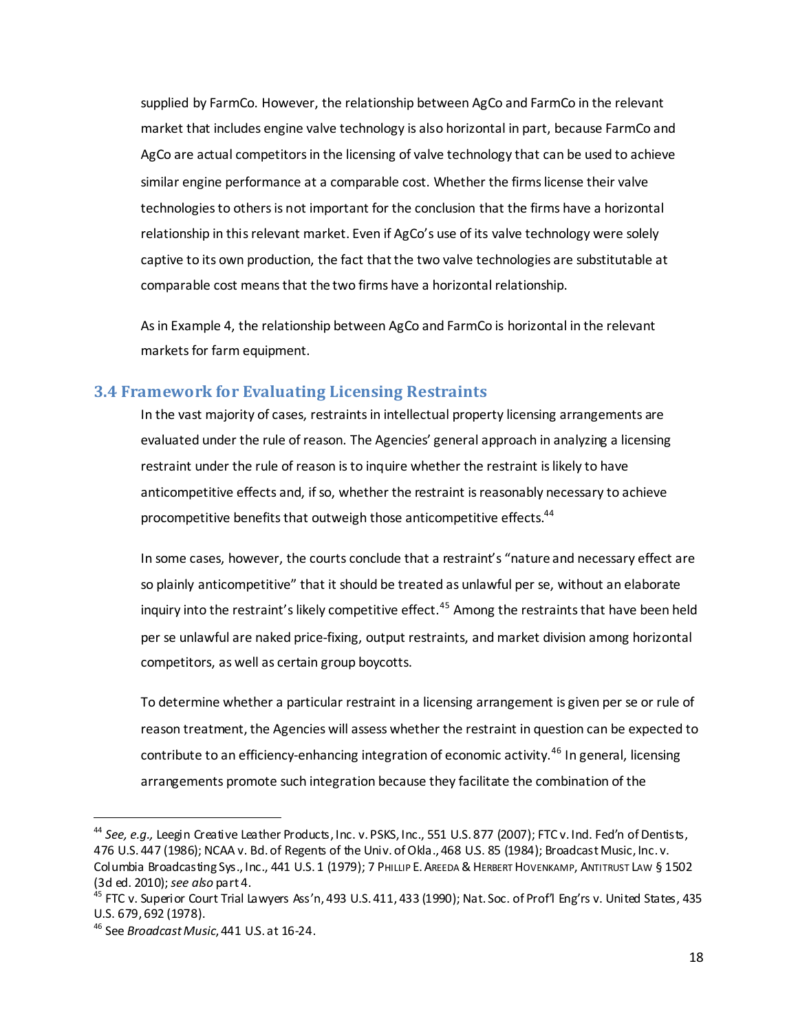supplied by FarmCo. However, the relationship between AgCo and FarmCo in the relevant market that includes engine valve technology is also horizontal in part, because FarmCo and AgCo are actual competitors in the licensing of valve technology that can be used to achieve similar engine performance at a comparable cost. Whether the firms license their valve technologies to others is not important for the conclusion that the firms have a horizontal relationship in this relevant market. Even if AgCo's use of its valve technology were solely captive to its own production, the fact that the two valve technologies are substitutable at comparable cost means that the two firms have a horizontal relationship.

As in Example 4, the relationship between AgCo and FarmCo is horizontal in the relevant markets for farm equipment.

### 3.4 Framework for Evaluating Licensing Restraints

In the vast majority of cases, restraints in intellectual property licensing arrangements are evaluated under the rule of reason. The Agencies' general approach in analyzing a licensing restraint under the rule of reason is to inquire whether the restraint is likely to have anticompetitive effects and, if so, whether the restraint is reasonably necessary to achieve procompetitive benefits that outweigh those anticompetitive effects.[44]

In some cases, however, the courts conclude that a restraint's "nature and necessary effect are so plainly anticompetitive" that it should be treated as unlawful per se, without an elaborate inquiry into the restraint's likely competitive effect.[45] Among the restraints that have been held per se unlawful are naked price-fixing, output restraints, and market division among horizontal competitors, as well as certain group boycotts.

To determine whether a particular restraint in a licensing arrangement is given per se or rule of reason treatment, the Agencies will assess whether the restraint in question can be expected to contribute to an efficiency-enhancing integration of economic activity.[46] In general, licensing arrangements promote such integration because they facilitate the combination of the

---

[44] *See, e.g.,* Leegin Creative Leather Products, Inc. v. PSKS, Inc., 551 U.S. 877 (2007); FTC v. Ind. Fed'n of Dentists, 476 U.S. 447 (1986); NCAA v. Bd. of Regents of the Univ. of Okla., 468 U.S. 85 (1984); Broadcast Music, Inc. v. Columbia Broadcasting Sys., Inc., 441 U.S. 1 (1979); 7 PHILLIP E. AREEDA & HERBERT HOVENKAMP, ANTITRUST LAW § 1502 (3d ed. 2010); *see also* part 4.

[45] FTC v. Superior Court Trial Lawyers Ass'n, 493 U.S. 411, 433 (1990); Nat. Soc. of Prof'l Eng'rs v. United States, 435 U.S. 679, 692 (1978).

[46] See *Broadcast Music*, 441 U.S. at 16-24.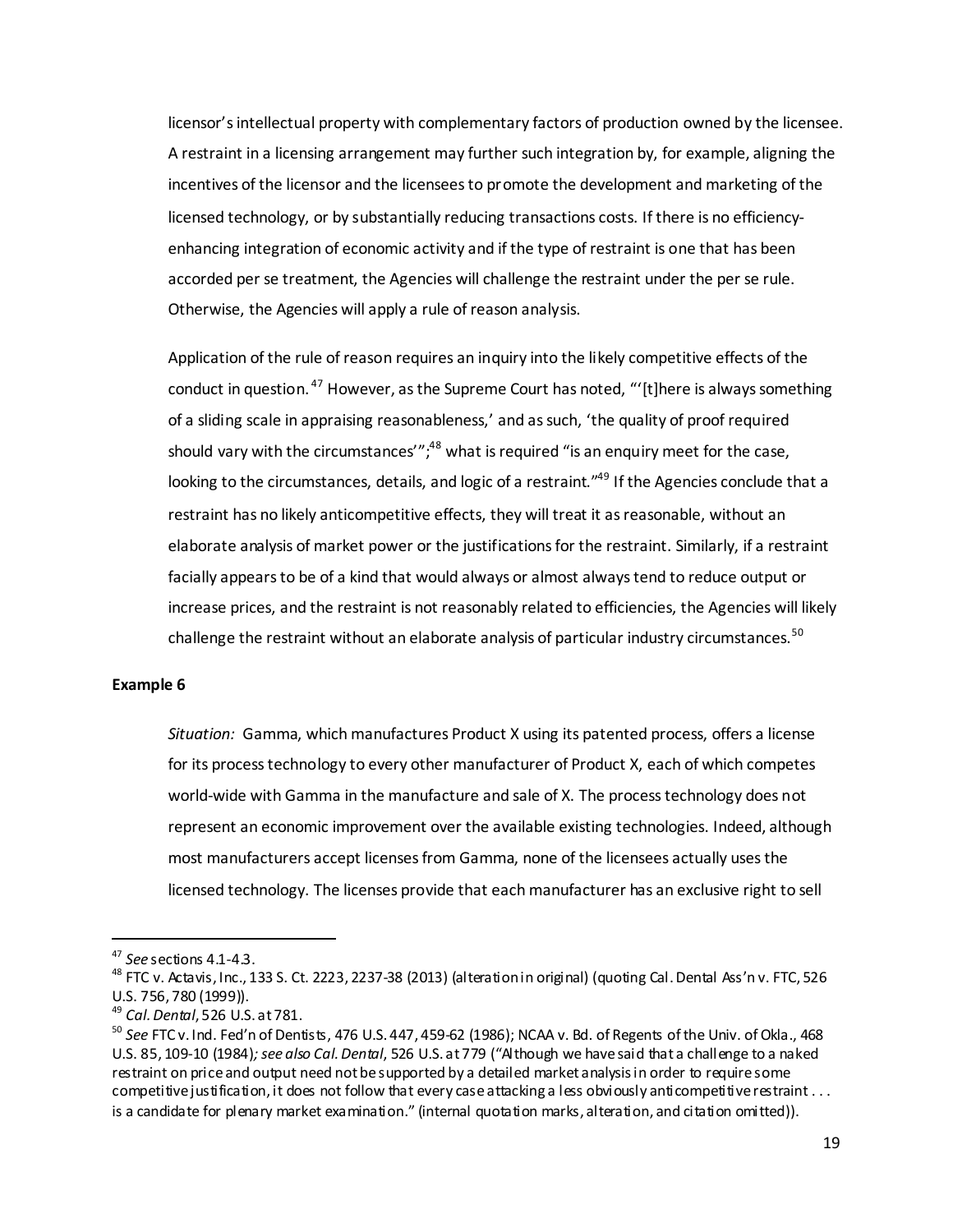licensor's intellectual property with complementary factors of production owned by the licensee. A restraint in a licensing arrangement may further such integration by, for example, aligning the incentives of the licensor and the licensees to promote the development and marketing of the licensed technology, or by substantially reducing transactions costs. If there is no efficiency-enhancing integration of economic activity and if the type of restraint is one that has been accorded per se treatment, the Agencies will challenge the restraint under the per se rule. Otherwise, the Agencies will apply a rule of reason analysis.

Application of the rule of reason requires an inquiry into the likely competitive effects of the conduct in question.[47] However, as the Supreme Court has noted, "'[t]here is always something of a sliding scale in appraising reasonableness,' and as such, 'the quality of proof required should vary with the circumstances'";[48] what is required "is an enquiry meet for the case, looking to the circumstances, details, and logic of a restraint."[49] If the Agencies conclude that a restraint has no likely anticompetitive effects, they will treat it as reasonable, without an elaborate analysis of market power or the justifications for the restraint. Similarly, if a restraint facially appears to be of a kind that would always or almost always tend to reduce output or increase prices, and the restraint is not reasonably related to efficiencies, the Agencies will likely challenge the restraint without an elaborate analysis of particular industry circumstances.[50]

**Example 6**

*Situation:* Gamma, which manufactures Product X using its patented process, offers a license for its process technology to every other manufacturer of Product X, each of which competes world-wide with Gamma in the manufacture and sale of X. The process technology does not represent an economic improvement over the available existing technologies. Indeed, although most manufacturers accept licenses from Gamma, none of the licensees actually uses the licensed technology. The licenses provide that each manufacturer has an exclusive right to sell

---

[47] *See* sections 4.1-4.3.

[48] FTC v. Actavis, Inc., 133 S. Ct. 2223, 2237-38 (2013) (alteration in original) (quoting Cal. Dental Ass'n v. FTC, 526 U.S. 756, 780 (1999)).

[49] *Cal. Dental*, 526 U.S. at 781.

[50] *See* FTC v. Ind. Fed'n of Dentists, 476 U.S. 447, 459-62 (1986); NCAA v. Bd. of Regents of the Univ. of Okla., 468 U.S. 85, 109-10 (1984)*; see also Cal. Dental*, 526 U.S. at 779 ("Although we have said that a challenge to a naked restraint on price and output need not be supported by a detailed market analysis in order to require some competitive justification, it does not follow that every case attacking a less obviously anticompetitive restraint . . . is a candidate for plenary market examination." (internal quotation marks, alteration, and citation omitted)).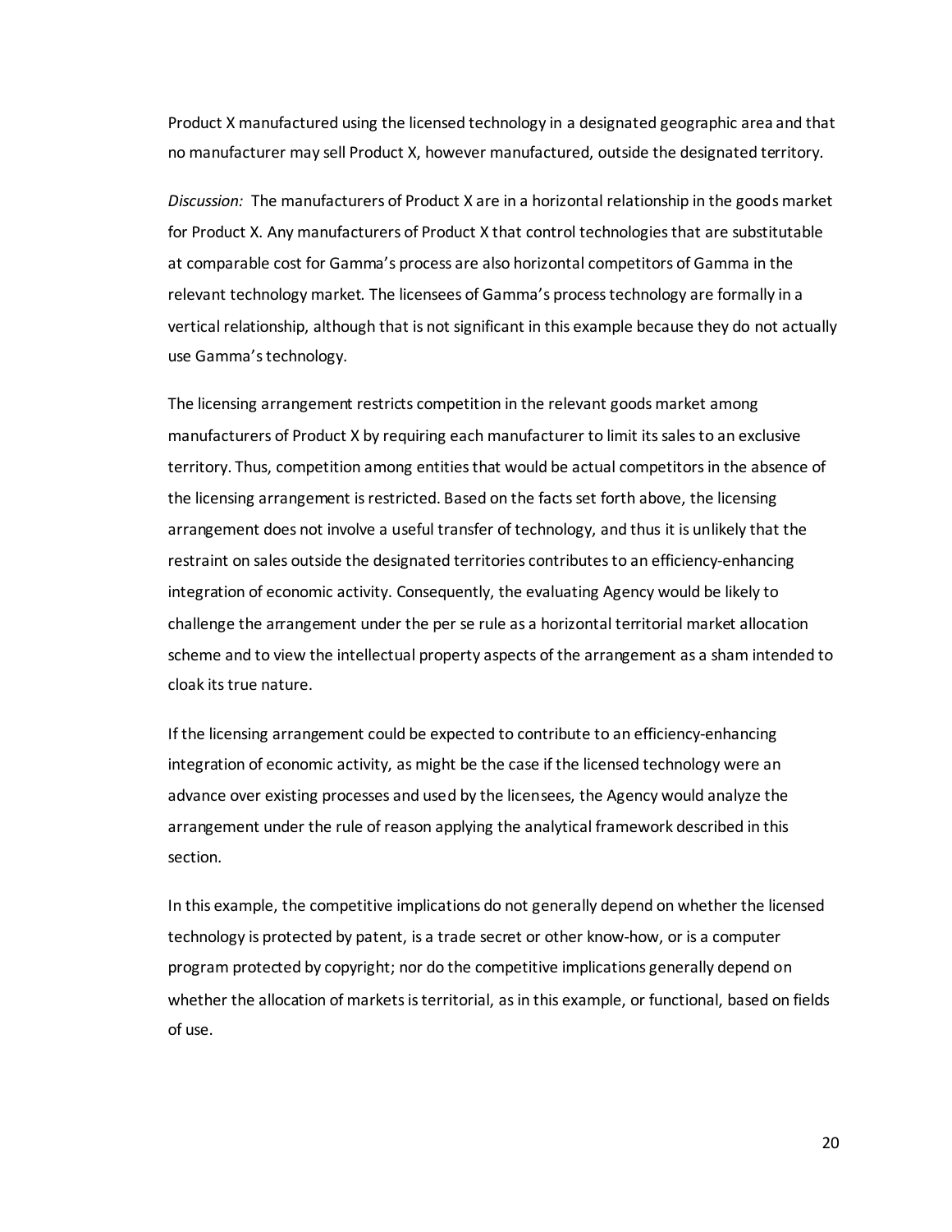Product X manufactured using the licensed technology in a designated geographic area and that no manufacturer may sell Product X, however manufactured, outside the designated territory.

*Discussion:* The manufacturers of Product X are in a horizontal relationship in the goods market for Product X. Any manufacturers of Product X that control technologies that are substitutable at comparable cost for Gamma's process are also horizontal competitors of Gamma in the relevant technology market. The licensees of Gamma's process technology are formally in a vertical relationship, although that is not significant in this example because they do not actually use Gamma's technology.

The licensing arrangement restricts competition in the relevant goods market among manufacturers of Product X by requiring each manufacturer to limit its sales to an exclusive territory. Thus, competition among entities that would be actual competitors in the absence of the licensing arrangement is restricted. Based on the facts set forth above, the licensing arrangement does not involve a useful transfer of technology, and thus it is unlikely that the restraint on sales outside the designated territories contributes to an efficiency-enhancing integration of economic activity. Consequently, the evaluating Agency would be likely to challenge the arrangement under the per se rule as a horizontal territorial market allocation scheme and to view the intellectual property aspects of the arrangement as a sham intended to cloak its true nature.

If the licensing arrangement could be expected to contribute to an efficiency-enhancing integration of economic activity, as might be the case if the licensed technology were an advance over existing processes and used by the licensees, the Agency would analyze the arrangement under the rule of reason applying the analytical framework described in this section.

In this example, the competitive implications do not generally depend on whether the licensed technology is protected by patent, is a trade secret or other know-how, or is a computer program protected by copyright; nor do the competitive implications generally depend on whether the allocation of markets is territorial, as in this example, or functional, based on fields of use.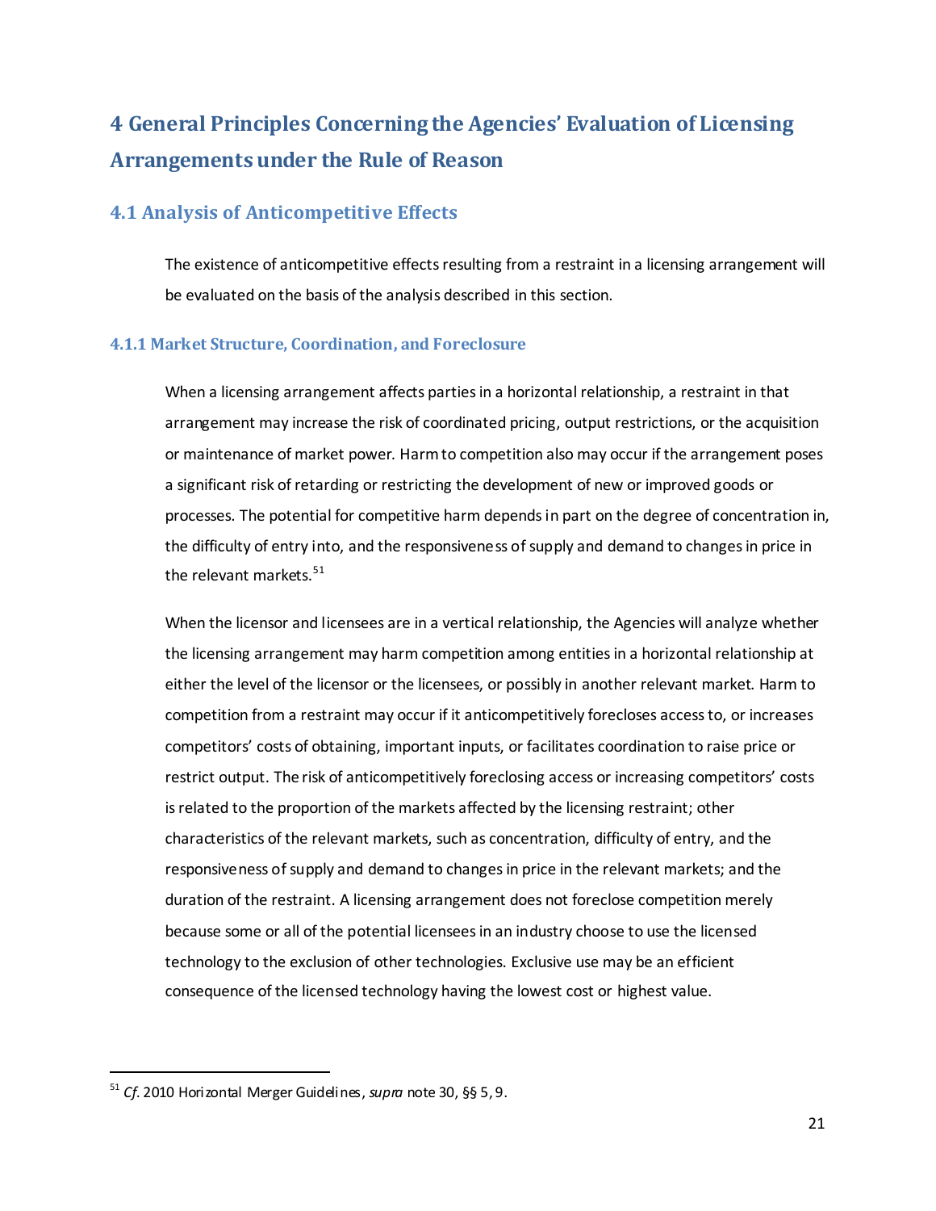# 4 General Principles Concerning the Agencies' Evaluation of Licensing Arrangements under the Rule of Reason

## 4.1 Analysis of Anticompetitive Effects

The existence of anticompetitive effects resulting from a restraint in a licensing arrangement will be evaluated on the basis of the analysis described in this section.

### 4.1.1 Market Structure, Coordination, and Foreclosure

When a licensing arrangement affects parties in a horizontal relationship, a restraint in that arrangement may increase the risk of coordinated pricing, output restrictions, or the acquisition or maintenance of market power. Harm to competition also may occur if the arrangement poses a significant risk of retarding or restricting the development of new or improved goods or processes. The potential for competitive harm depends in part on the degree of concentration in, the difficulty of entry into, and the responsiveness of supply and demand to changes in price in the relevant markets.[51]

When the licensor and licensees are in a vertical relationship, the Agencies will analyze whether the licensing arrangement may harm competition among entities in a horizontal relationship at either the level of the licensor or the licensees, or possibly in another relevant market. Harm to competition from a restraint may occur if it anticompetitively forecloses access to, or increases competitors' costs of obtaining, important inputs, or facilitates coordination to raise price or restrict output. The risk of anticompetitively foreclosing access or increasing competitors' costs is related to the proportion of the markets affected by the licensing restraint; other characteristics of the relevant markets, such as concentration, difficulty of entry, and the responsiveness of supply and demand to changes in price in the relevant markets; and the duration of the restraint. A licensing arrangement does not foreclose competition merely because some or all of the potential licensees in an industry choose to use the licensed technology to the exclusion of other technologies. Exclusive use may be an efficient consequence of the licensed technology having the lowest cost or highest value.

---

[51] *Cf.* 2010 Horizontal Merger Guidelines, *supra* note 30, §§ 5, 9.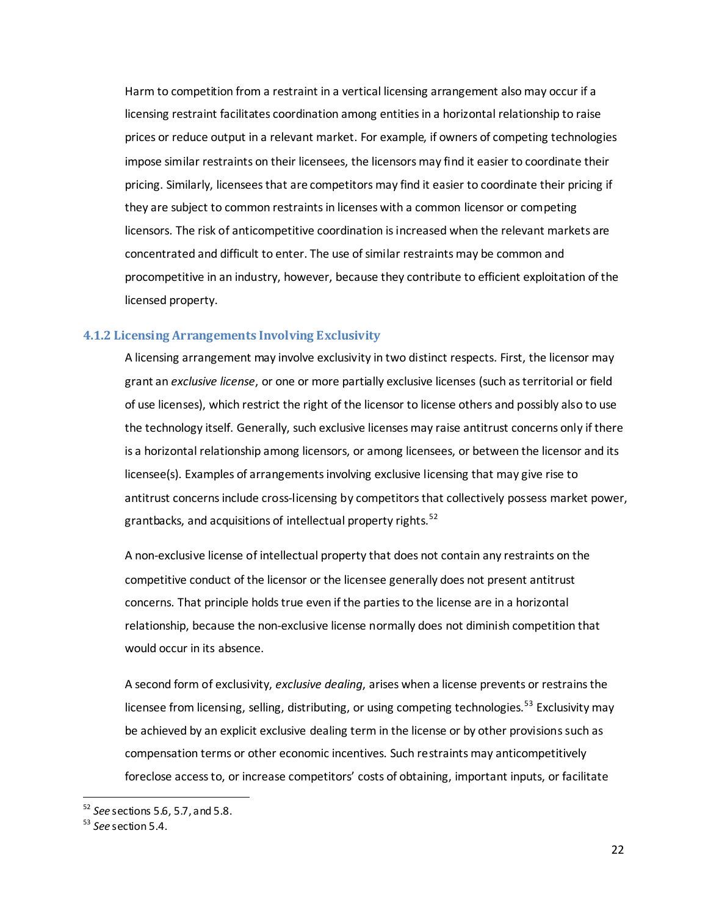Harm to competition from a restraint in a vertical licensing arrangement also may occur if a licensing restraint facilitates coordination among entities in a horizontal relationship to raise prices or reduce output in a relevant market. For example, if owners of competing technologies impose similar restraints on their licensees, the licensors may find it easier to coordinate their pricing. Similarly, licensees that are competitors may find it easier to coordinate their pricing if they are subject to common restraints in licenses with a common licensor or competing licensors. The risk of anticompetitive coordination is increased when the relevant markets are concentrated and difficult to enter. The use of similar restraints may be common and procompetitive in an industry, however, because they contribute to efficient exploitation of the licensed property.

### 4.1.2 Licensing Arrangements Involving Exclusivity

A licensing arrangement may involve exclusivity in two distinct respects. First, the licensor may grant an *exclusive license*, or one or more partially exclusive licenses (such as territorial or field of use licenses), which restrict the right of the licensor to license others and possibly also to use the technology itself. Generally, such exclusive licenses may raise antitrust concerns only if there is a horizontal relationship among licensors, or among licensees, or between the licensor and its licensee(s). Examples of arrangements involving exclusive licensing that may give rise to antitrust concerns include cross-licensing by competitors that collectively possess market power, grantbacks, and acquisitions of intellectual property rights.[52]

A non-exclusive license of intellectual property that does not contain any restraints on the competitive conduct of the licensor or the licensee generally does not present antitrust concerns. That principle holds true even if the parties to the license are in a horizontal relationship, because the non-exclusive license normally does not diminish competition that would occur in its absence.

A second form of exclusivity, *exclusive dealing*, arises when a license prevents or restrains the licensee from licensing, selling, distributing, or using competing technologies.[53] Exclusivity may be achieved by an explicit exclusive dealing term in the license or by other provisions such as compensation terms or other economic incentives. Such restraints may anticompetitively foreclose access to, or increase competitors' costs of obtaining, important inputs, or facilitate

---

[52] *See* sections 5.6, 5.7, and 5.8.

[53] *See* section 5.4.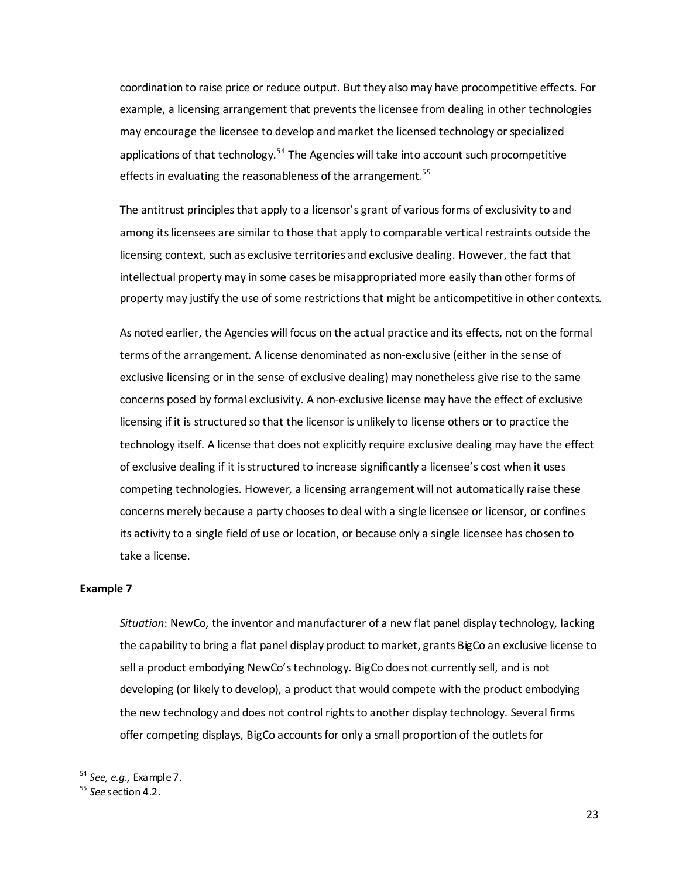coordination to raise price or reduce output. But they also may have procompetitive effects. For example, a licensing arrangement that prevents the licensee from dealing in other technologies may encourage the licensee to develop and market the licensed technology or specialized applications of that technology.[54] The Agencies will take into account such procompetitive effects in evaluating the reasonableness of the arrangement.[55]

The antitrust principles that apply to a licensor's grant of various forms of exclusivity to and among its licensees are similar to those that apply to comparable vertical restraints outside the licensing context, such as exclusive territories and exclusive dealing. However, the fact that intellectual property may in some cases be misappropriated more easily than other forms of property may justify the use of some restrictions that might be anticompetitive in other contexts.

As noted earlier, the Agencies will focus on the actual practice and its effects, not on the formal terms of the arrangement. A license denominated as non-exclusive (either in the sense of exclusive licensing or in the sense of exclusive dealing) may nonetheless give rise to the same concerns posed by formal exclusivity. A non-exclusive license may have the effect of exclusive licensing if it is structured so that the licensor is unlikely to license others or to practice the technology itself. A license that does not explicitly require exclusive dealing may have the effect of exclusive dealing if it is structured to increase significantly a licensee's cost when it uses competing technologies. However, a licensing arrangement will not automatically raise these concerns merely because a party chooses to deal with a single licensee or licensor, or confines its activity to a single field of use or location, or because only a single licensee has chosen to take a license.

**Example 7**

*Situation*: NewCo, the inventor and manufacturer of a new flat panel display technology, lacking the capability to bring a flat panel display product to market, grants BigCo an exclusive license to sell a product embodying NewCo's technology. BigCo does not currently sell, and is not developing (or likely to develop), a product that would compete with the product embodying the new technology and does not control rights to another display technology. Several firms offer competing displays, BigCo accounts for only a small proportion of the outlets for

---

[54] *See, e.g.,* Example 7.

[55] *See* section 4.2.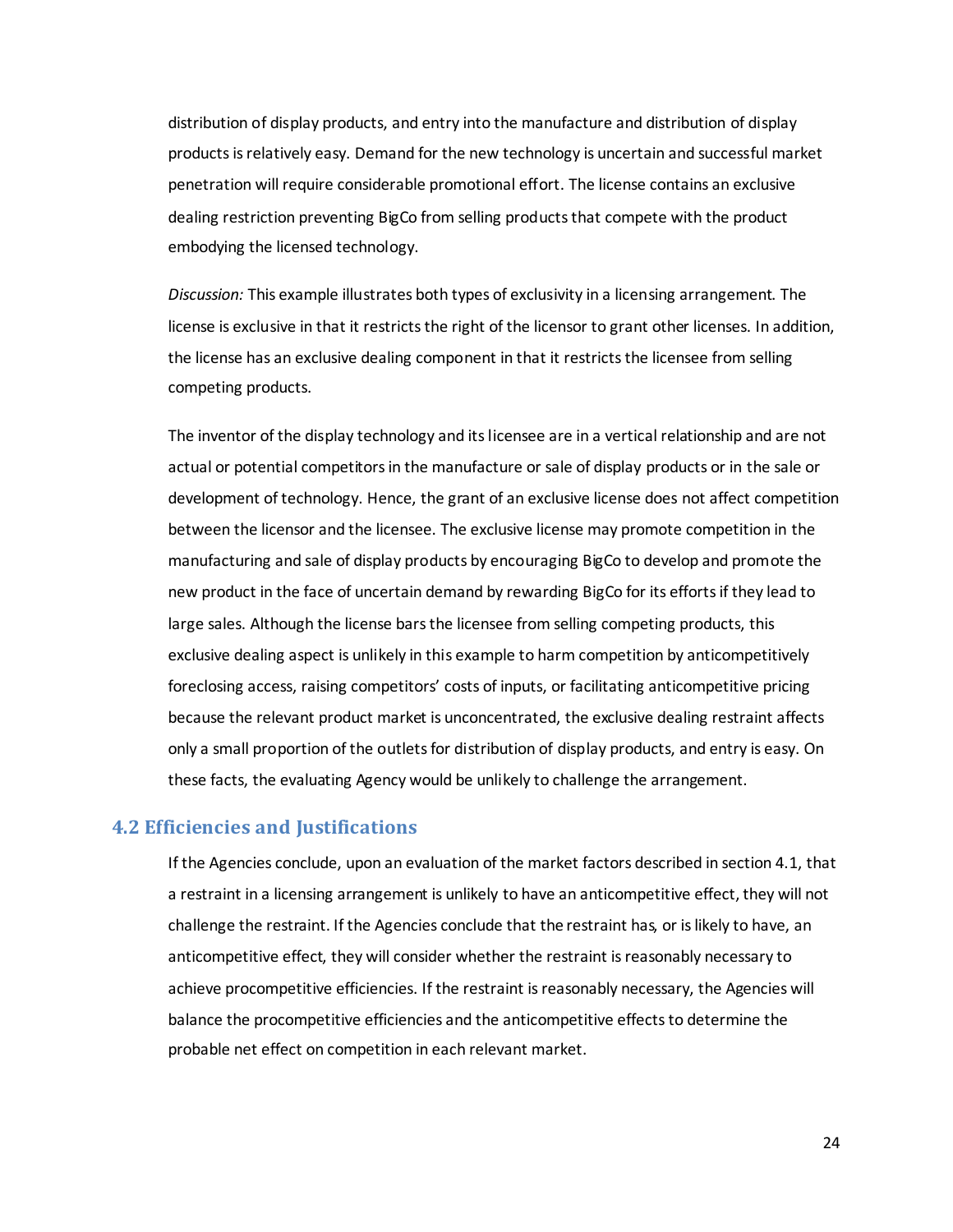distribution of display products, and entry into the manufacture and distribution of display products is relatively easy. Demand for the new technology is uncertain and successful market penetration will require considerable promotional effort. The license contains an exclusive dealing restriction preventing BigCo from selling products that compete with the product embodying the licensed technology.

*Discussion:* This example illustrates both types of exclusivity in a licensing arrangement. The license is exclusive in that it restricts the right of the licensor to grant other licenses. In addition, the license has an exclusive dealing component in that it restricts the licensee from selling competing products.

The inventor of the display technology and its licensee are in a vertical relationship and are not actual or potential competitors in the manufacture or sale of display products or in the sale or development of technology. Hence, the grant of an exclusive license does not affect competition between the licensor and the licensee. The exclusive license may promote competition in the manufacturing and sale of display products by encouraging BigCo to develop and promote the new product in the face of uncertain demand by rewarding BigCo for its efforts if they lead to large sales. Although the license bars the licensee from selling competing products, this exclusive dealing aspect is unlikely in this example to harm competition by anticompetitively foreclosing access, raising competitors' costs of inputs, or facilitating anticompetitive pricing because the relevant product market is unconcentrated, the exclusive dealing restraint affects only a small proportion of the outlets for distribution of display products, and entry is easy. On these facts, the evaluating Agency would be unlikely to challenge the arrangement.

## 4.2 Efficiencies and Justifications

If the Agencies conclude, upon an evaluation of the market factors described in section 4.1, that a restraint in a licensing arrangement is unlikely to have an anticompetitive effect, they will not challenge the restraint. If the Agencies conclude that the restraint has, or is likely to have, an anticompetitive effect, they will consider whether the restraint is reasonably necessary to achieve procompetitive efficiencies. If the restraint is reasonably necessary, the Agencies will balance the procompetitive efficiencies and the anticompetitive effects to determine the probable net effect on competition in each relevant market.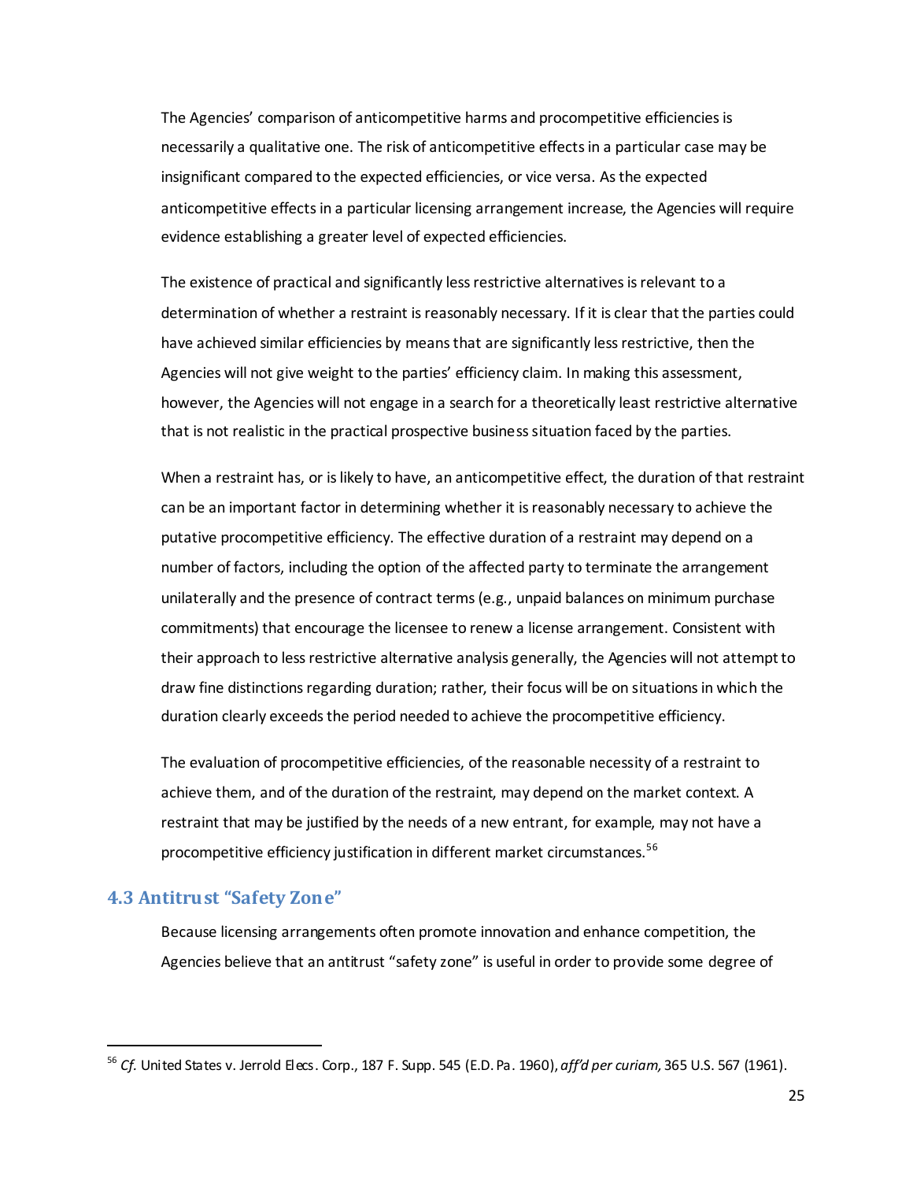The Agencies' comparison of anticompetitive harms and procompetitive efficiencies is necessarily a qualitative one. The risk of anticompetitive effects in a particular case may be insignificant compared to the expected efficiencies, or vice versa. As the expected anticompetitive effects in a particular licensing arrangement increase, the Agencies will require evidence establishing a greater level of expected efficiencies.

The existence of practical and significantly less restrictive alternatives is relevant to a determination of whether a restraint is reasonably necessary. If it is clear that the parties could have achieved similar efficiencies by means that are significantly less restrictive, then the Agencies will not give weight to the parties' efficiency claim. In making this assessment, however, the Agencies will not engage in a search for a theoretically least restrictive alternative that is not realistic in the practical prospective business situation faced by the parties.

When a restraint has, or is likely to have, an anticompetitive effect, the duration of that restraint can be an important factor in determining whether it is reasonably necessary to achieve the putative procompetitive efficiency. The effective duration of a restraint may depend on a number of factors, including the option of the affected party to terminate the arrangement unilaterally and the presence of contract terms (e.g., unpaid balances on minimum purchase commitments) that encourage the licensee to renew a license arrangement. Consistent with their approach to less restrictive alternative analysis generally, the Agencies will not attempt to draw fine distinctions regarding duration; rather, their focus will be on situations in which the duration clearly exceeds the period needed to achieve the procompetitive efficiency.

The evaluation of procompetitive efficiencies, of the reasonable necessity of a restraint to achieve them, and of the duration of the restraint, may depend on the market context. A restraint that may be justified by the needs of a new entrant, for example, may not have a procompetitive efficiency justification in different market circumstances.[56]

## 4.3 Antitrust "Safety Zone"

Because licensing arrangements often promote innovation and enhance competition, the Agencies believe that an antitrust "safety zone" is useful in order to provide some degree of

---

[56] *Cf.* United States v. Jerrold Elecs. Corp., 187 F. Supp. 545 (E.D. Pa. 1960), *aff'd per curiam,* 365 U.S. 567 (1961).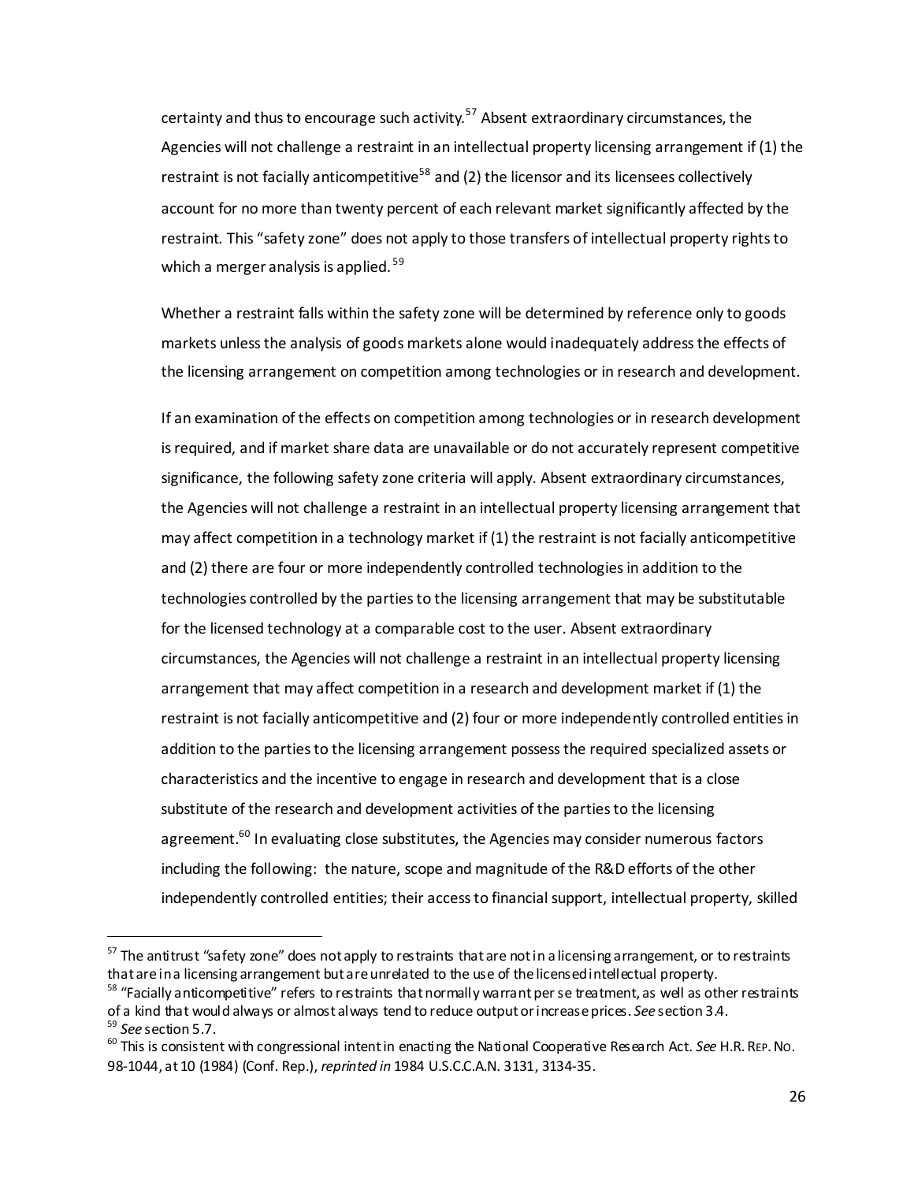certainty and thus to encourage such activity.[57] Absent extraordinary circumstances, the Agencies will not challenge a restraint in an intellectual property licensing arrangement if (1) the restraint is not facially anticompetitive[58] and (2) the licensor and its licensees collectively account for no more than twenty percent of each relevant market significantly affected by the restraint. This "safety zone" does not apply to those transfers of intellectual property rights to which a merger analysis is applied.[59]

Whether a restraint falls within the safety zone will be determined by reference only to goods markets unless the analysis of goods markets alone would inadequately address the effects of the licensing arrangement on competition among technologies or in research and development.

If an examination of the effects on competition among technologies or in research development is required, and if market share data are unavailable or do not accurately represent competitive significance, the following safety zone criteria will apply. Absent extraordinary circumstances, the Agencies will not challenge a restraint in an intellectual property licensing arrangement that may affect competition in a technology market if (1) the restraint is not facially anticompetitive and (2) there are four or more independently controlled technologies in addition to the technologies controlled by the parties to the licensing arrangement that may be substitutable for the licensed technology at a comparable cost to the user. Absent extraordinary circumstances, the Agencies will not challenge a restraint in an intellectual property licensing arrangement that may affect competition in a research and development market if (1) the restraint is not facially anticompetitive and (2) four or more independently controlled entities in addition to the parties to the licensing arrangement possess the required specialized assets or characteristics and the incentive to engage in research and development that is a close substitute of the research and development activities of the parties to the licensing agreement.[60] In evaluating close substitutes, the Agencies may consider numerous factors including the following: the nature, scope and magnitude of the R&D efforts of the other independently controlled entities; their access to financial support, intellectual property, skilled

---

[57] The antitrust "safety zone" does not apply to restraints that are not in a licensing arrangement, or to restraints that are in a licensing arrangement but are unrelated to the use of the licensed intellectual property.

[58] "Facially anticompetitive" refers to restraints that normally warrant per se treatment, as well as other restraints of a kind that would always or almost always tend to reduce output or increase prices. *See* section 3.4.

[59] *See* section 5.7.

[60] This is consistent with congressional intent in enacting the National Cooperative Research Act. *See* H.R. REP. NO. 98-1044, at 10 (1984) (Conf. Rep.), *reprinted in* 1984 U.S.C.C.A.N. 3131, 3134-35.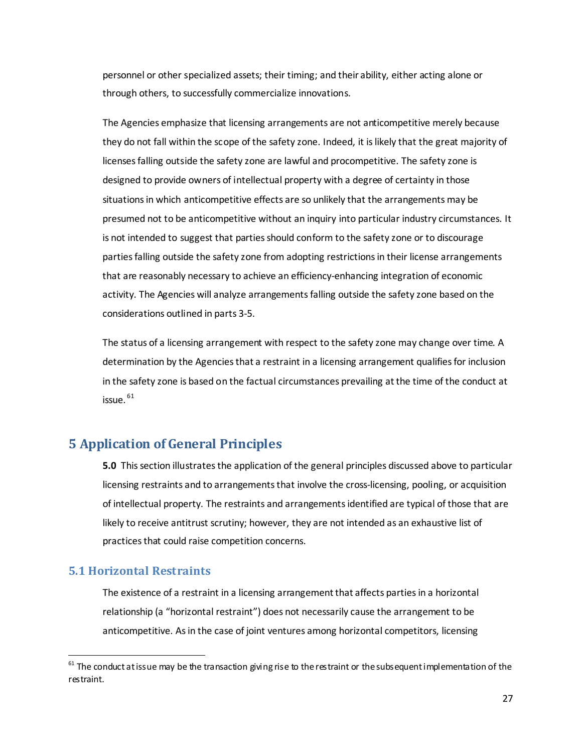personnel or other specialized assets; their timing; and their ability, either acting alone or through others, to successfully commercialize innovations.

The Agencies emphasize that licensing arrangements are not anticompetitive merely because they do not fall within the scope of the safety zone. Indeed, it is likely that the great majority of licenses falling outside the safety zone are lawful and procompetitive. The safety zone is designed to provide owners of intellectual property with a degree of certainty in those situations in which anticompetitive effects are so unlikely that the arrangements may be presumed not to be anticompetitive without an inquiry into particular industry circumstances. It is not intended to suggest that parties should conform to the safety zone or to discourage parties falling outside the safety zone from adopting restrictions in their license arrangements that are reasonably necessary to achieve an efficiency-enhancing integration of economic activity. The Agencies will analyze arrangements falling outside the safety zone based on the considerations outlined in parts 3-5.

The status of a licensing arrangement with respect to the safety zone may change over time. A determination by the Agencies that a restraint in a licensing arrangement qualifies for inclusion in the safety zone is based on the factual circumstances prevailing at the time of the conduct at issue.[61]

# 5 Application of General Principles

**5.0** This section illustrates the application of the general principles discussed above to particular licensing restraints and to arrangements that involve the cross-licensing, pooling, or acquisition of intellectual property. The restraints and arrangements identified are typical of those that are likely to receive antitrust scrutiny; however, they are not intended as an exhaustive list of practices that could raise competition concerns.

## 5.1 Horizontal Restraints

The existence of a restraint in a licensing arrangement that affects parties in a horizontal relationship (a "horizontal restraint") does not necessarily cause the arrangement to be anticompetitive. As in the case of joint ventures among horizontal competitors, licensing

---

[61] The conduct at issue may be the transaction giving rise to the restraint or the subsequent implementation of the restraint.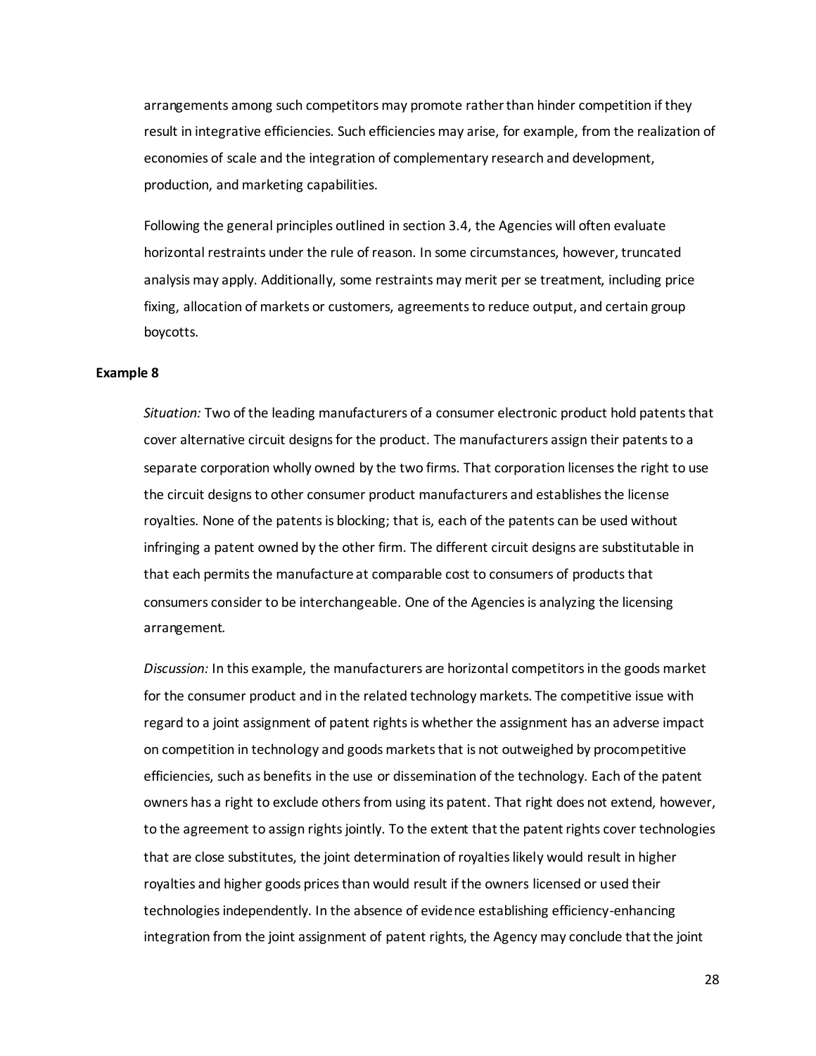arrangements among such competitors may promote rather than hinder competition if they result in integrative efficiencies. Such efficiencies may arise, for example, from the realization of economies of scale and the integration of complementary research and development, production, and marketing capabilities.

Following the general principles outlined in section 3.4, the Agencies will often evaluate horizontal restraints under the rule of reason. In some circumstances, however, truncated analysis may apply. Additionally, some restraints may merit per se treatment, including price fixing, allocation of markets or customers, agreements to reduce output, and certain group boycotts.

**Example 8**

*Situation:* Two of the leading manufacturers of a consumer electronic product hold patents that cover alternative circuit designs for the product. The manufacturers assign their patents to a separate corporation wholly owned by the two firms. That corporation licenses the right to use the circuit designs to other consumer product manufacturers and establishes the license royalties. None of the patents is blocking; that is, each of the patents can be used without infringing a patent owned by the other firm. The different circuit designs are substitutable in that each permits the manufacture at comparable cost to consumers of products that consumers consider to be interchangeable. One of the Agencies is analyzing the licensing arrangement.

*Discussion:* In this example, the manufacturers are horizontal competitors in the goods market for the consumer product and in the related technology markets. The competitive issue with regard to a joint assignment of patent rights is whether the assignment has an adverse impact on competition in technology and goods markets that is not outweighed by procompetitive efficiencies, such as benefits in the use or dissemination of the technology. Each of the patent owners has a right to exclude others from using its patent. That right does not extend, however, to the agreement to assign rights jointly. To the extent that the patent rights cover technologies that are close substitutes, the joint determination of royalties likely would result in higher royalties and higher goods prices than would result if the owners licensed or used their technologies independently. In the absence of evidence establishing efficiency-enhancing integration from the joint assignment of patent rights, the Agency may conclude that the joint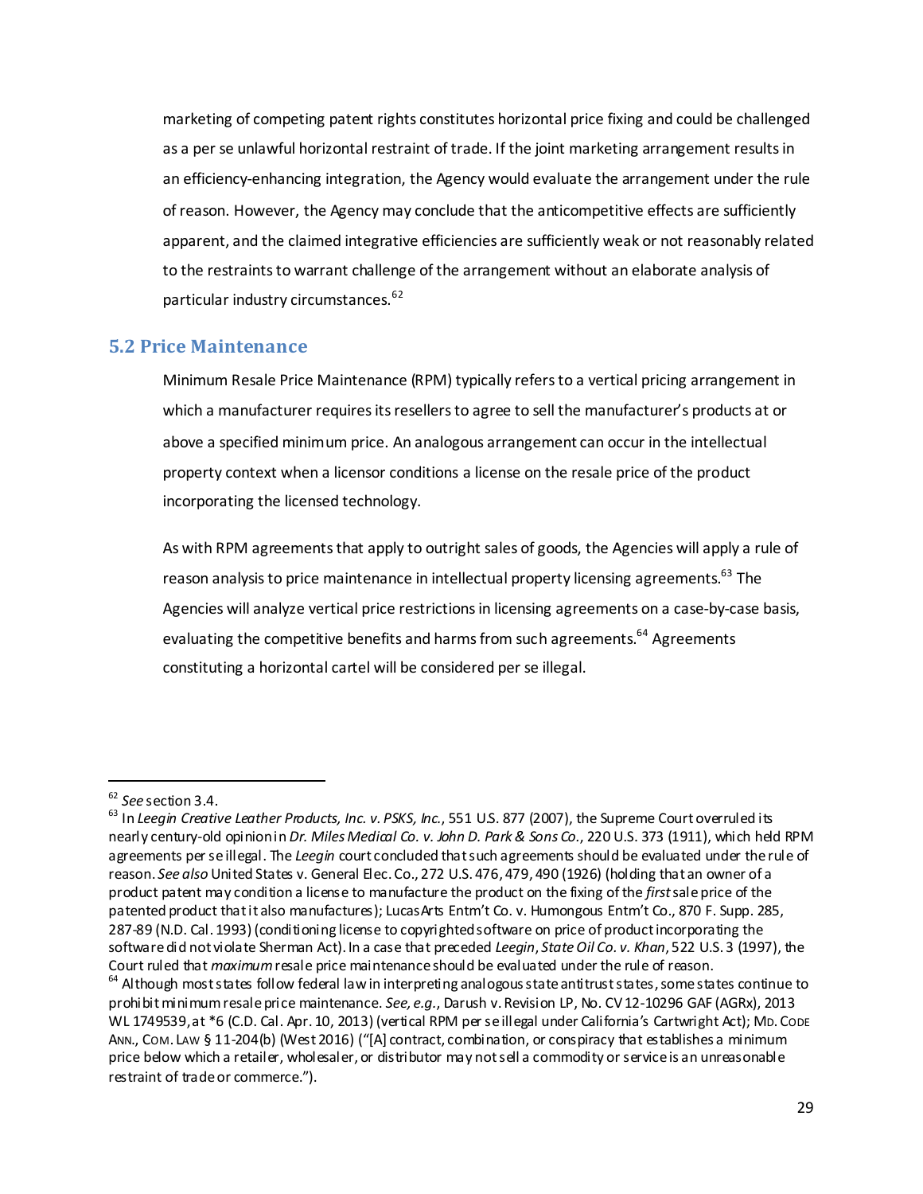marketing of competing patent rights constitutes horizontal price fixing and could be challenged as a per se unlawful horizontal restraint of trade. If the joint marketing arrangement results in an efficiency-enhancing integration, the Agency would evaluate the arrangement under the rule of reason. However, the Agency may conclude that the anticompetitive effects are sufficiently apparent, and the claimed integrative efficiencies are sufficiently weak or not reasonably related to the restraints to warrant challenge of the arrangement without an elaborate analysis of particular industry circumstances.[62]

## 5.2 Price Maintenance

Minimum Resale Price Maintenance (RPM) typically refers to a vertical pricing arrangement in which a manufacturer requires its resellers to agree to sell the manufacturer's products at or above a specified minimum price. An analogous arrangement can occur in the intellectual property context when a licensor conditions a license on the resale price of the product incorporating the licensed technology.

As with RPM agreements that apply to outright sales of goods, the Agencies will apply a rule of reason analysis to price maintenance in intellectual property licensing agreements.[63] The Agencies will analyze vertical price restrictions in licensing agreements on a case-by-case basis, evaluating the competitive benefits and harms from such agreements.[64] Agreements constituting a horizontal cartel will be considered per se illegal.

---

[62] *See* section 3.4.

[63] In *Leegin Creative Leather Products, Inc. v. PSKS, Inc.*, 551 U.S. 877 (2007), the Supreme Court overruled its nearly century-old opinion in *Dr. Miles Medical Co. v. John D. Park & Sons Co.*, 220 U.S. 373 (1911), which held RPM agreements per se illegal. The *Leegin* court concluded that such agreements should be evaluated under the rule of reason. *See also* United States v. General Elec. Co., 272 U.S. 476, 479, 490 (1926) (holding that an owner of a product patent may condition a license to manufacture the product on the fixing of the *first* sale price of the patented product that it also manufactures); LucasArts Entm't Co. v. Humongous Entm't Co., 870 F. Supp. 285, 287-89 (N.D. Cal. 1993) (conditioning license to copyrighted software on price of product incorporating the software did not violate Sherman Act). In a case that preceded *Leegin*, *State Oil Co. v. Khan*, 522 U.S. 3 (1997), the Court ruled that *maximum* resale price maintenance should be evaluated under the rule of reason.

[64] Although most states follow federal law in interpreting analogous state antitrust states, some states continue to prohibit minimum resale price maintenance. *See, e.g.*, Darush v. Revision LP, No. CV 12-10296 GAF (AGRx), 2013 WL 1749539, at *6 (C.D. Cal. Apr. 10, 2013) (vertical RPM per se illegal under California's Cartwright Act); MD. CODE ANN., COM. LAW § 11-204(b) (West 2016) ("[A] contract, combination, or conspiracy that establishes a minimum price below which a retailer, wholesaler, or distributor may not sell a commodity or service is an unreasonable restraint of trade or commerce.").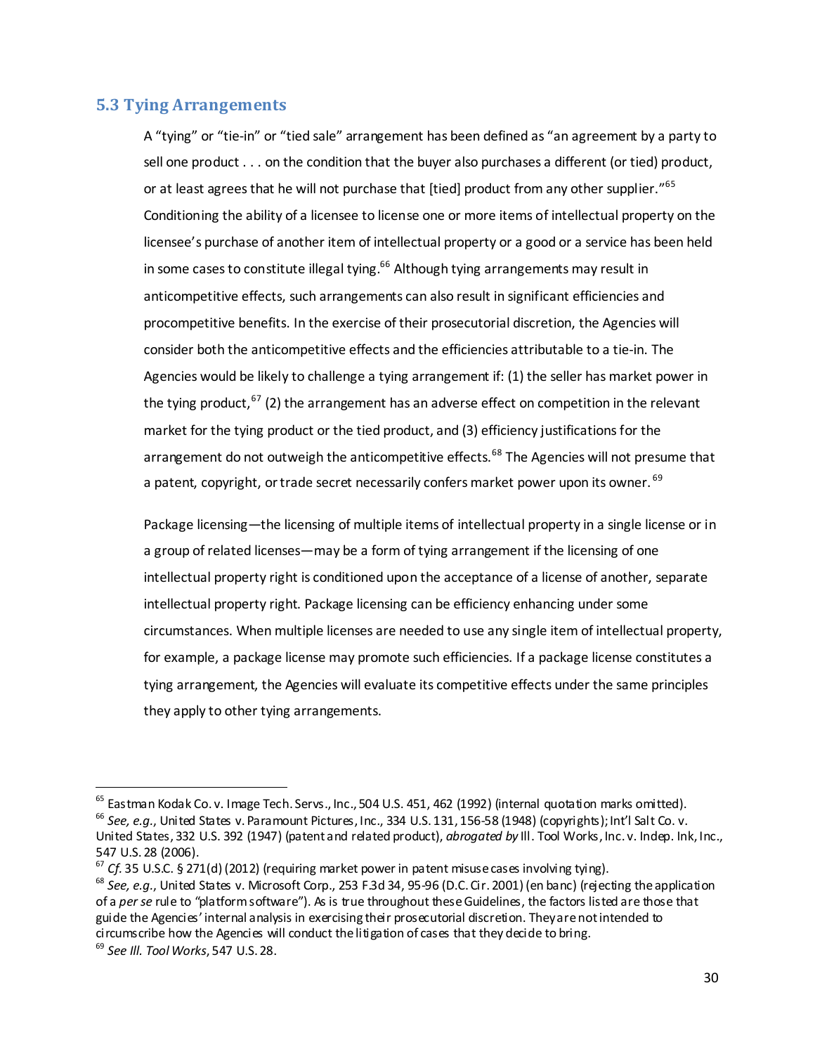## 5.3 Tying Arrangements

A "tying" or "tie-in" or "tied sale" arrangement has been defined as "an agreement by a party to sell one product . . . on the condition that the buyer also purchases a different (or tied) product, or at least agrees that he will not purchase that [tied] product from any other supplier."[65] Conditioning the ability of a licensee to license one or more items of intellectual property on the licensee's purchase of another item of intellectual property or a good or a service has been held in some cases to constitute illegal tying.[66] Although tying arrangements may result in anticompetitive effects, such arrangements can also result in significant efficiencies and procompetitive benefits. In the exercise of their prosecutorial discretion, the Agencies will consider both the anticompetitive effects and the efficiencies attributable to a tie-in. The Agencies would be likely to challenge a tying arrangement if: (1) the seller has market power in the tying product,[67] (2) the arrangement has an adverse effect on competition in the relevant market for the tying product or the tied product, and (3) efficiency justifications for the arrangement do not outweigh the anticompetitive effects.[68] The Agencies will not presume that a patent, copyright, or trade secret necessarily confers market power upon its owner.[69]

Package licensing—the licensing of multiple items of intellectual property in a single license or in a group of related licenses—may be a form of tying arrangement if the licensing of one intellectual property right is conditioned upon the acceptance of a license of another, separate intellectual property right. Package licensing can be efficiency enhancing under some circumstances. When multiple licenses are needed to use any single item of intellectual property, for example, a package license may promote such efficiencies. If a package license constitutes a tying arrangement, the Agencies will evaluate its competitive effects under the same principles they apply to other tying arrangements.

---

[65] Eastman Kodak Co. v. Image Tech. Servs., Inc., 504 U.S. 451, 462 (1992) (internal quotation marks omitted).

[66] *See, e.g.*, United States v. Paramount Pictures, Inc., 334 U.S. 131, 156-58 (1948) (copyrights); Int'l Salt Co. v. United States, 332 U.S. 392 (1947) (patent and related product), *abrogated by* Ill. Tool Works, Inc. v. Indep. Ink, Inc., 547 U.S. 28 (2006).

[67] *Cf.* 35 U.S.C. § 271(d) (2012) (requiring market power in patent misuse cases involving tying).

[68] *See, e.g.*, United States v. Microsoft Corp., 253 F.3d 34, 95-96 (D.C. Cir. 2001) (en banc) (rejecting the application of a *per se* rule to "platform software"). As is true throughout these Guidelines, the factors listed are those that guide the Agencies' internal analysis in exercising their prosecutorial discretion. They are not intended to circumscribe how the Agencies will conduct the litigation of cases that they decide to bring.

[69] *See Ill. Tool Works*, 547 U.S. 28.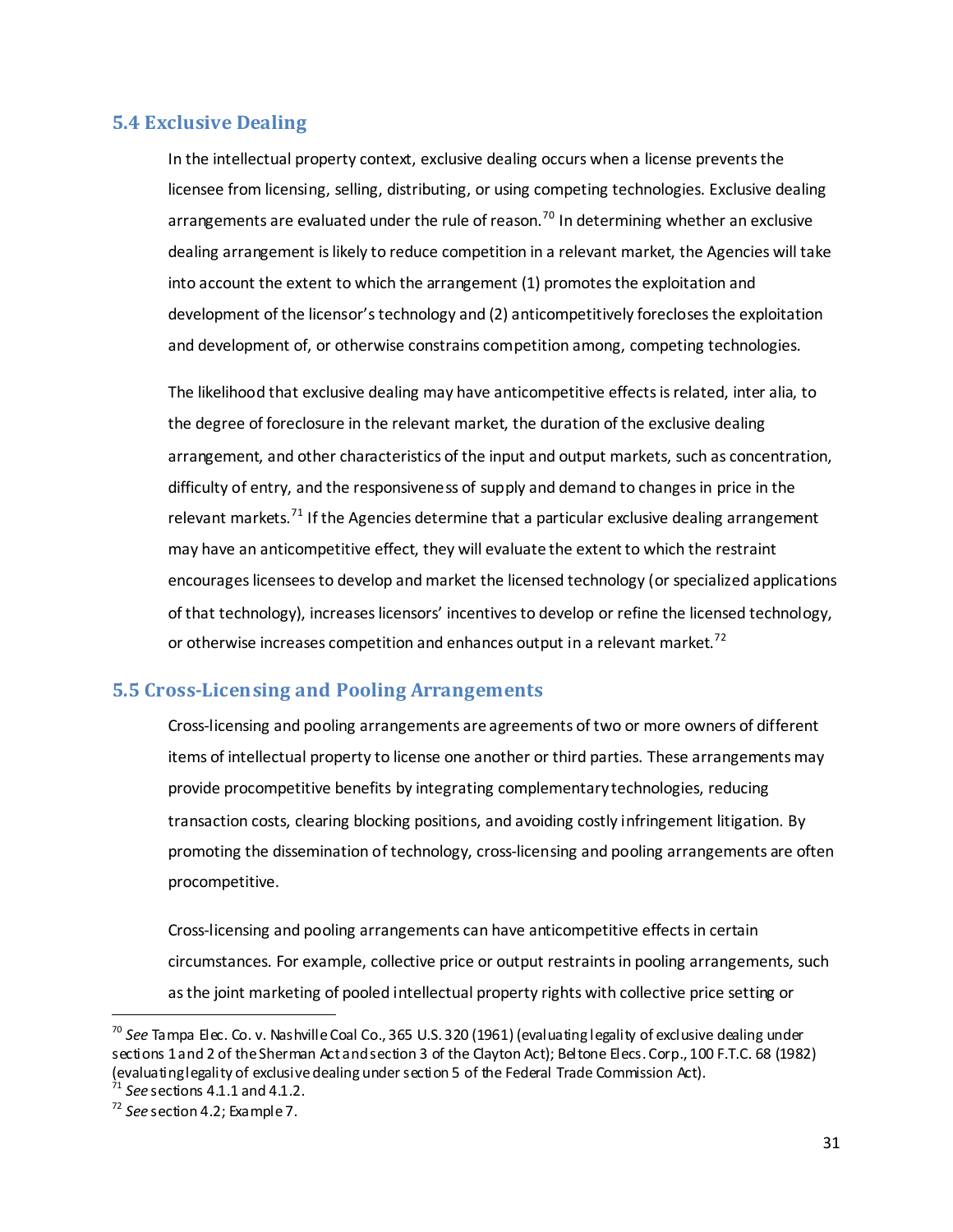## 5.4 Exclusive Dealing

In the intellectual property context, exclusive dealing occurs when a license prevents the licensee from licensing, selling, distributing, or using competing technologies. Exclusive dealing arrangements are evaluated under the rule of reason.[70] In determining whether an exclusive dealing arrangement is likely to reduce competition in a relevant market, the Agencies will take into account the extent to which the arrangement (1) promotes the exploitation and development of the licensor's technology and (2) anticompetitively forecloses the exploitation and development of, or otherwise constrains competition among, competing technologies.

The likelihood that exclusive dealing may have anticompetitive effects is related, inter alia, to the degree of foreclosure in the relevant market, the duration of the exclusive dealing arrangement, and other characteristics of the input and output markets, such as concentration, difficulty of entry, and the responsiveness of supply and demand to changes in price in the relevant markets.[71] If the Agencies determine that a particular exclusive dealing arrangement may have an anticompetitive effect, they will evaluate the extent to which the restraint encourages licensees to develop and market the licensed technology (or specialized applications of that technology), increases licensors' incentives to develop or refine the licensed technology, or otherwise increases competition and enhances output in a relevant market.[72]

## 5.5 Cross-Licensing and Pooling Arrangements

Cross-licensing and pooling arrangements are agreements of two or more owners of different items of intellectual property to license one another or third parties. These arrangements may provide procompetitive benefits by integrating complementary technologies, reducing transaction costs, clearing blocking positions, and avoiding costly infringement litigation. By promoting the dissemination of technology, cross-licensing and pooling arrangements are often procompetitive.

Cross-licensing and pooling arrangements can have anticompetitive effects in certain circumstances. For example, collective price or output restraints in pooling arrangements, such as the joint marketing of pooled intellectual property rights with collective price setting or

---

[70] *See* Tampa Elec. Co. v. Nashville Coal Co., 365 U.S. 320 (1961) (evaluating legality of exclusive dealing under sections 1 and 2 of the Sherman Act and section 3 of the Clayton Act); Beltone Elecs. Corp., 100 F.T.C. 68 (1982) (evaluating legality of exclusive dealing under section 5 of the Federal Trade Commission Act).

[71] *See* sections 4.1.1 and 4.1.2.

[72] *See* section 4.2; Example 7.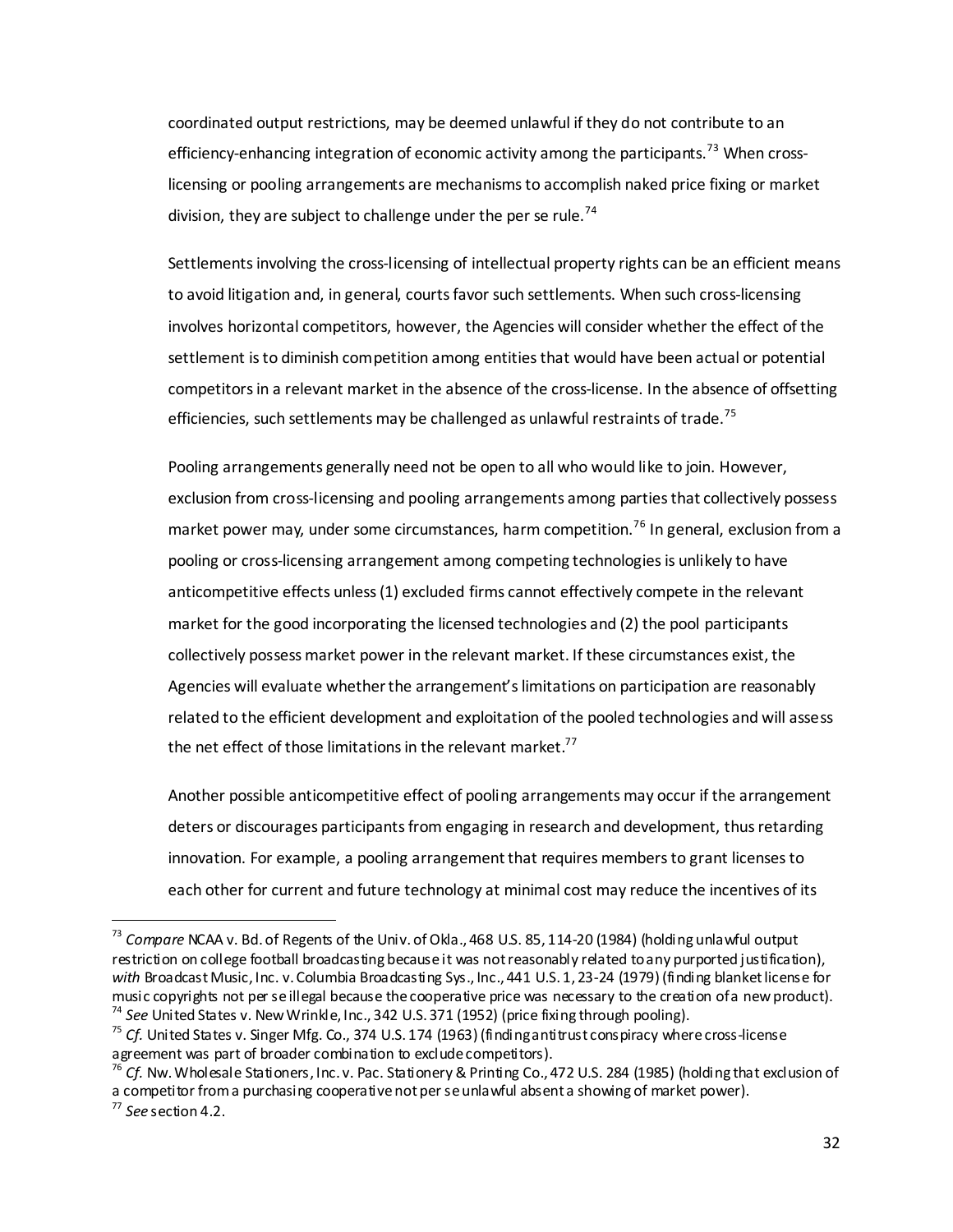coordinated output restrictions, may be deemed unlawful if they do not contribute to an efficiency-enhancing integration of economic activity among the participants.[73] When cross-licensing or pooling arrangements are mechanisms to accomplish naked price fixing or market division, they are subject to challenge under the per se rule.[74]

Settlements involving the cross-licensing of intellectual property rights can be an efficient means to avoid litigation and, in general, courts favor such settlements. When such cross-licensing involves horizontal competitors, however, the Agencies will consider whether the effect of the settlement is to diminish competition among entities that would have been actual or potential competitors in a relevant market in the absence of the cross-license. In the absence of offsetting efficiencies, such settlements may be challenged as unlawful restraints of trade.[75]

Pooling arrangements generally need not be open to all who would like to join. However, exclusion from cross-licensing and pooling arrangements among parties that collectively possess market power may, under some circumstances, harm competition.[76] In general, exclusion from a pooling or cross-licensing arrangement among competing technologies is unlikely to have anticompetitive effects unless (1) excluded firms cannot effectively compete in the relevant market for the good incorporating the licensed technologies and (2) the pool participants collectively possess market power in the relevant market. If these circumstances exist, the Agencies will evaluate whether the arrangement's limitations on participation are reasonably related to the efficient development and exploitation of the pooled technologies and will assess the net effect of those limitations in the relevant market.[77]

Another possible anticompetitive effect of pooling arrangements may occur if the arrangement deters or discourages participants from engaging in research and development, thus retarding innovation. For example, a pooling arrangement that requires members to grant licenses to each other for current and future technology at minimal cost may reduce the incentives of its

---

[73] *Compare* NCAA v. Bd. of Regents of the Univ. of Okla., 468 U.S. 85, 114-20 (1984) (holding unlawful output restriction on college football broadcasting because it was not reasonably related to any purported justification), *with* Broadcast Music, Inc. v. Columbia Broadcasting Sys., Inc., 441 U.S. 1, 23-24 (1979) (finding blanket license for music copyrights not per se illegal because the cooperative price was necessary to the creation of a new product).

[74] *See* United States v. New Wrinkle, Inc., 342 U.S. 371 (1952) (price fixing through pooling).

[75] *Cf.* United States v. Singer Mfg. Co., 374 U.S. 174 (1963) (finding antitrust conspiracy where cross-license agreement was part of broader combination to exclude competitors).

[76] *Cf.* Nw. Wholesale Stationers, Inc. v. Pac. Stationery & Printing Co., 472 U.S. 284 (1985) (holding that exclusion of a competitor from a purchasing cooperative not per se unlawful absent a showing of market power).

[77] *See* section 4.2.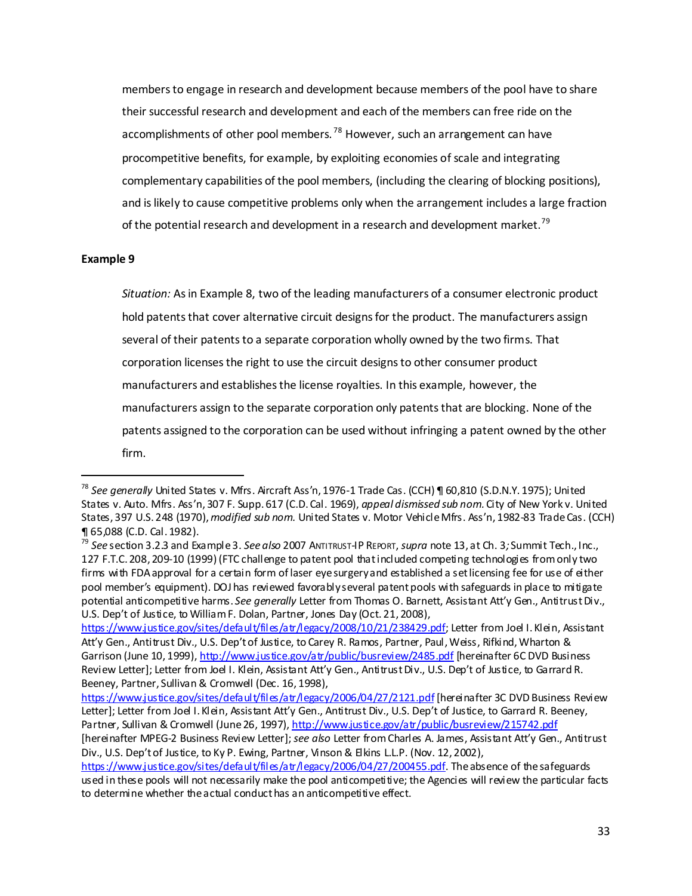members to engage in research and development because members of the pool have to share their successful research and development and each of the members can free ride on the accomplishments of other pool members.[78] However, such an arrangement can have procompetitive benefits, for example, by exploiting economies of scale and integrating complementary capabilities of the pool members, (including the clearing of blocking positions), and is likely to cause competitive problems only when the arrangement includes a large fraction of the potential research and development in a research and development market.[79]

**Example 9**

*Situation:* As in Example 8, two of the leading manufacturers of a consumer electronic product hold patents that cover alternative circuit designs for the product. The manufacturers assign several of their patents to a separate corporation wholly owned by the two firms. That corporation licenses the right to use the circuit designs to other consumer product manufacturers and establishes the license royalties. In this example, however, the manufacturers assign to the separate corporation only patents that are blocking. None of the patents assigned to the corporation can be used without infringing a patent owned by the other firm.

---

[78] *See generally* United States v. Mfrs. Aircraft Ass'n, 1976-1 Trade Cas. (CCH) ¶ 60,810 (S.D.N.Y. 1975); United States v. Auto. Mfrs. Ass'n, 307 F. Supp. 617 (C.D. Cal. 1969), *appeal dismissed sub nom.* City of New York v. United States, 397 U.S. 248 (1970), *modified sub nom.* United States v. Motor Vehicle Mfrs. Ass'n, 1982-83 Trade Cas. (CCH) ¶ 65,088 (C.D. Cal. 1982).

[79] *See* section 3.2.3 and Example 3. *See also* 2007 ANTITRUST-IP REPORT, *supra* note 13, at Ch. 3*;* Summit Tech., Inc., 127 F.T.C. 208, 209-10 (1999) (FTC challenge to patent pool that included competing technologies from only two firms with FDA approval for a certain form of laser eye surgery and established a set licensing fee for use of either pool member's equipment). DOJ has reviewed favorably several patent pools with safeguards in place to mitigate potential anticompetitive harms. *See generally* Letter from Thomas O. Barnett, Assistant Att'y Gen., Antitrust Div., U.S. Dep't of Justice, to William F. Dolan, Partner, Jones Day (Oct. 21, 2008), https://www.justice.gov/sites/default/files/atr/legacy/2008/10/21/238429.pdf; Letter from Joel I. Klein, Assistant Att'y Gen., Antitrust Div., U.S. Dep't of Justice, to Carey R. Ramos, Partner, Paul, Weiss, Rifkind, Wharton & Garrison (June 10, 1999), http://www.justice.gov/atr/public/busreview/2485.pdf [hereinafter 6C DVD Business Review Letter]; Letter from Joel I. Klein, Assistant Att'y Gen., Antitrust Div., U.S. Dep't of Justice, to Garrard R. Beeney, Partner, Sullivan & Cromwell (Dec. 16, 1998), https://www.justice.gov/sites/default/files/atr/legacy/2006/04/27/2121.pdf [hereinafter 3C DVD Business Review Letter]; Letter from Joel I. Klein, Assistant Att'y Gen., Antitrust Div., U.S. Dep't of Justice, to Garrard R. Beeney, Partner, Sullivan & Cromwell (June 26, 1997), http://www.justice.gov/atr/public/busreview/215742.pdf [hereinafter MPEG-2 Business Review Letter]; *see also* Letter from Charles A. James, Assistant Att'y Gen., Antitrust Div., U.S. Dep't of Justice, to Ky P. Ewing, Partner, Vinson & Elkins L.L.P. (Nov. 12, 2002), https://www.justice.gov/sites/default/files/atr/legacy/2006/04/27/200455.pdf. The absence of the safeguards used in these pools will not necessarily make the pool anticompetitive; the Agencies will review the particular facts to determine whether the actual conduct has an anticompetitive effect.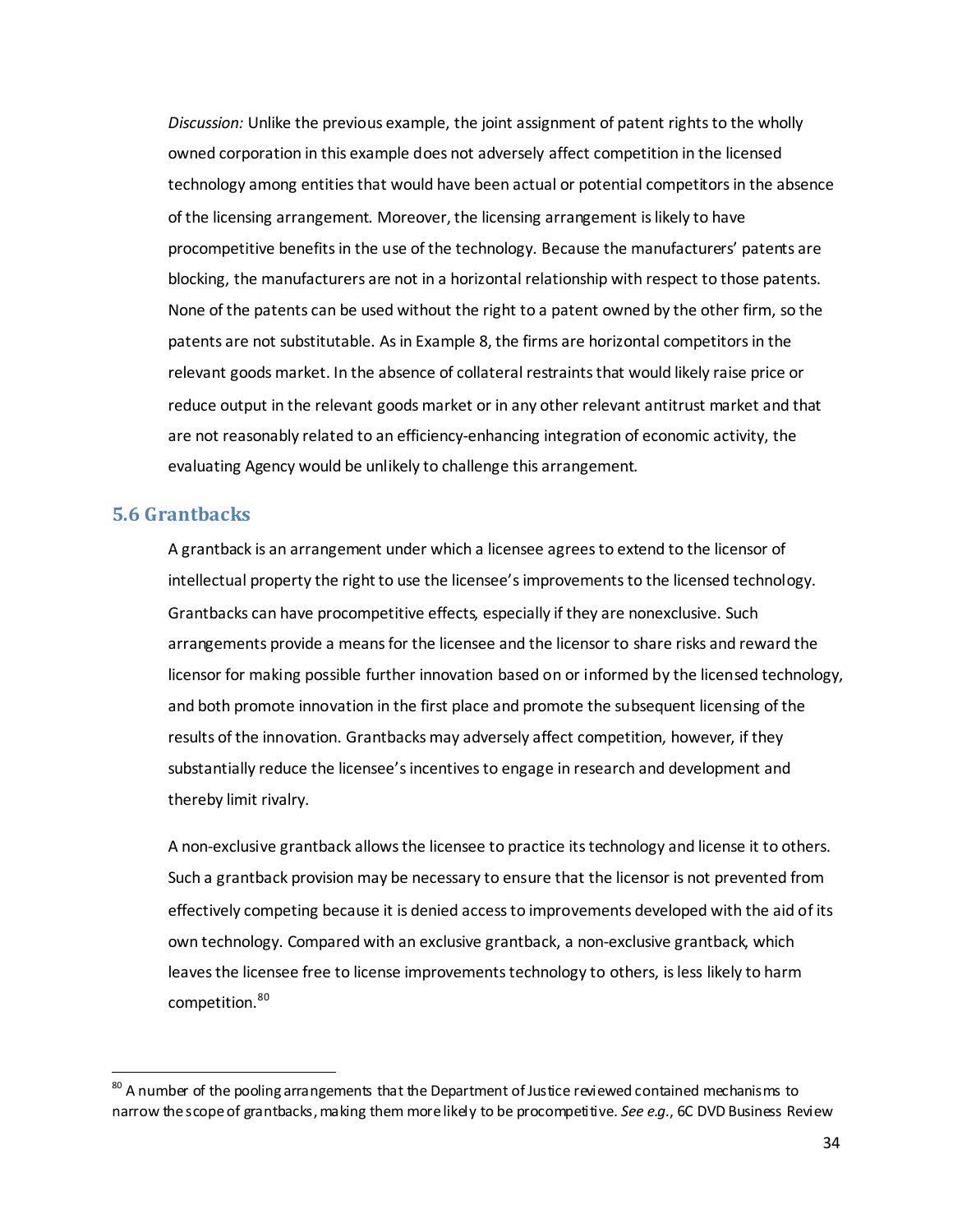*Discussion:* Unlike the previous example, the joint assignment of patent rights to the wholly owned corporation in this example does not adversely affect competition in the licensed technology among entities that would have been actual or potential competitors in the absence of the licensing arrangement. Moreover, the licensing arrangement is likely to have procompetitive benefits in the use of the technology. Because the manufacturers' patents are blocking, the manufacturers are not in a horizontal relationship with respect to those patents. None of the patents can be used without the right to a patent owned by the other firm, so the patents are not substitutable. As in Example 8, the firms are horizontal competitors in the relevant goods market. In the absence of collateral restraints that would likely raise price or reduce output in the relevant goods market or in any other relevant antitrust market and that are not reasonably related to an efficiency-enhancing integration of economic activity, the evaluating Agency would be unlikely to challenge this arrangement.

## 5.6 Grantbacks

A grantback is an arrangement under which a licensee agrees to extend to the licensor of intellectual property the right to use the licensee's improvements to the licensed technology. Grantbacks can have procompetitive effects, especially if they are nonexclusive. Such arrangements provide a means for the licensee and the licensor to share risks and reward the licensor for making possible further innovation based on or informed by the licensed technology, and both promote innovation in the first place and promote the subsequent licensing of the results of the innovation. Grantbacks may adversely affect competition, however, if they substantially reduce the licensee's incentives to engage in research and development and thereby limit rivalry.

A non-exclusive grantback allows the licensee to practice its technology and license it to others. Such a grantback provision may be necessary to ensure that the licensor is not prevented from effectively competing because it is denied access to improvements developed with the aid of its own technology. Compared with an exclusive grantback, a non-exclusive grantback, which leaves the licensee free to license improvements technology to others, is less likely to harm competition.[80]

[80] A number of the pooling arrangements that the Department of Justice reviewed contained mechanisms to narrow the scope of grantbacks, making them more likely to be procompetitive. *See e.g.*, 6C DVD Business Review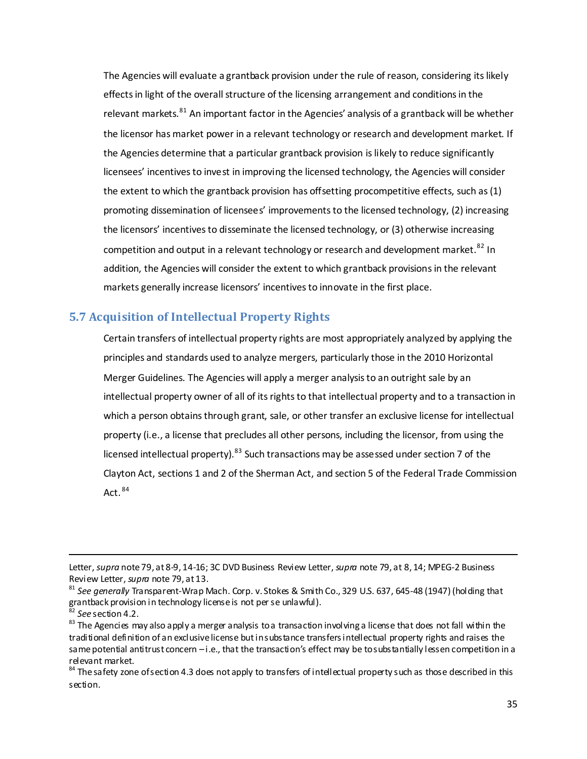The Agencies will evaluate a grantback provision under the rule of reason, considering its likely effects in light of the overall structure of the licensing arrangement and conditions in the relevant markets.[81] An important factor in the Agencies' analysis of a grantback will be whether the licensor has market power in a relevant technology or research and development market. If the Agencies determine that a particular grantback provision is likely to reduce significantly licensees' incentives to invest in improving the licensed technology, the Agencies will consider the extent to which the grantback provision has offsetting procompetitive effects, such as (1) promoting dissemination of licensees' improvements to the licensed technology, (2) increasing the licensors' incentives to disseminate the licensed technology, or (3) otherwise increasing competition and output in a relevant technology or research and development market.[82] In addition, the Agencies will consider the extent to which grantback provisions in the relevant markets generally increase licensors' incentives to innovate in the first place.

## 5.7 Acquisition of Intellectual Property Rights

Certain transfers of intellectual property rights are most appropriately analyzed by applying the principles and standards used to analyze mergers, particularly those in the 2010 Horizontal Merger Guidelines. The Agencies will apply a merger analysis to an outright sale by an intellectual property owner of all of its rights to that intellectual property and to a transaction in which a person obtains through grant, sale, or other transfer an exclusive license for intellectual property (i.e., a license that precludes all other persons, including the licensor, from using the licensed intellectual property).[83] Such transactions may be assessed under section 7 of the Clayton Act, sections 1 and 2 of the Sherman Act, and section 5 of the Federal Trade Commission Act.[84]

---

Letter, *supra* note 79, at 8-9, 14-16; 3C DVD Business Review Letter, *supra* note 79, at 8, 14; MPEG-2 Business Review Letter, *supra* note 79, at 13.

[81] *See generally* Transparent-Wrap Mach. Corp. v. Stokes & Smith Co., 329 U.S. 637, 645-48 (1947) (holding that grantback provision in technology license is not per se unlawful).

[82] *See* section 4.2.

[83] The Agencies may also apply a merger analysis to a transaction involving a license that does not fall within the traditional definition of an exclusive license but in substance transfers intellectual property rights and raises the same potential antitrust concern – i.e., that the transaction's effect may be to substantially lessen competition in a relevant market.

[84] The safety zone of section 4.3 does not apply to transfers of intellectual property such as those described in this section.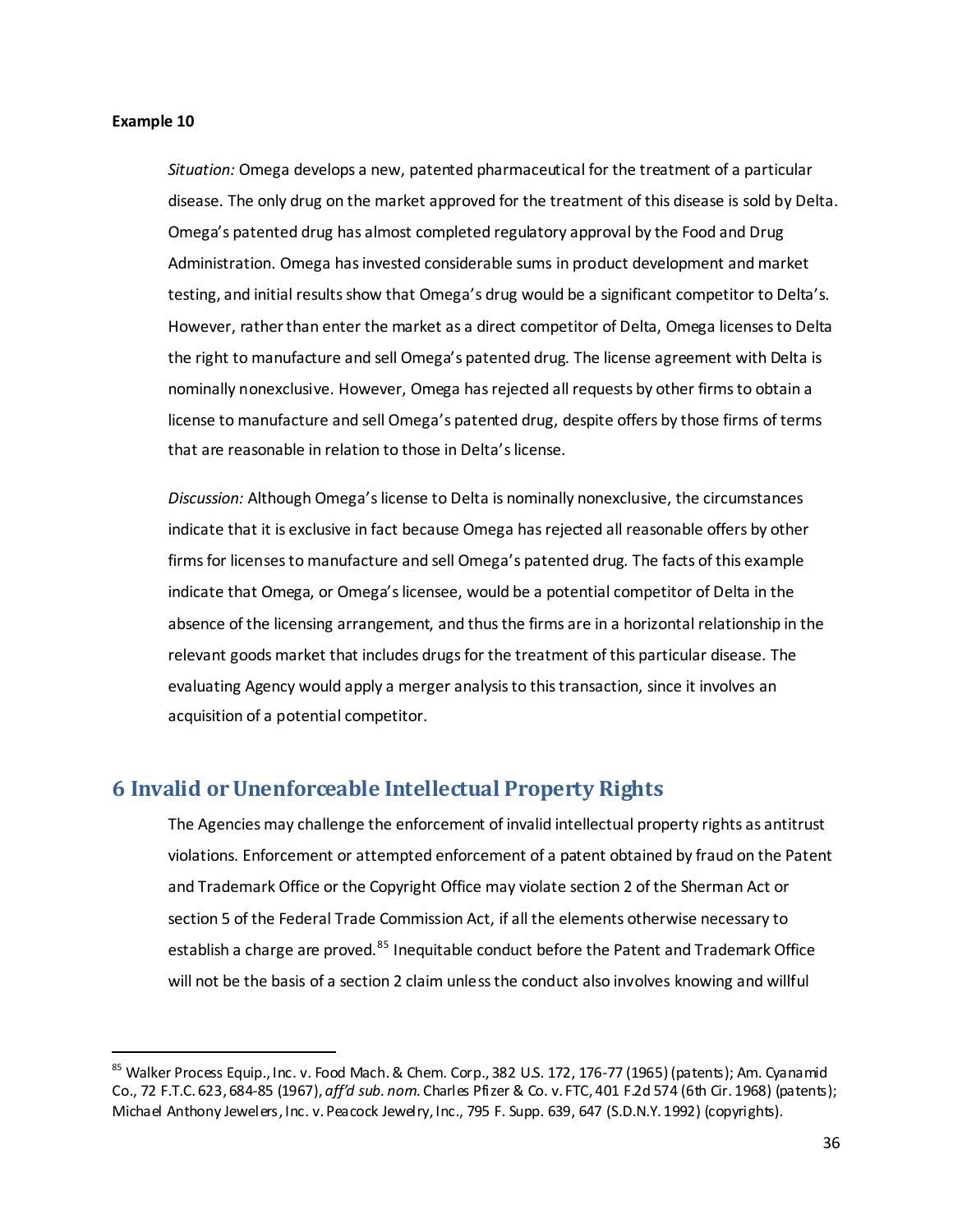**Example 10**

*Situation:* Omega develops a new, patented pharmaceutical for the treatment of a particular disease. The only drug on the market approved for the treatment of this disease is sold by Delta. Omega's patented drug has almost completed regulatory approval by the Food and Drug Administration. Omega has invested considerable sums in product development and market testing, and initial results show that Omega's drug would be a significant competitor to Delta's. However, rather than enter the market as a direct competitor of Delta, Omega licenses to Delta the right to manufacture and sell Omega's patented drug. The license agreement with Delta is nominally nonexclusive. However, Omega has rejected all requests by other firms to obtain a license to manufacture and sell Omega's patented drug, despite offers by those firms of terms that are reasonable in relation to those in Delta's license.

*Discussion:* Although Omega's license to Delta is nominally nonexclusive, the circumstances indicate that it is exclusive in fact because Omega has rejected all reasonable offers by other firms for licenses to manufacture and sell Omega's patented drug. The facts of this example indicate that Omega, or Omega's licensee, would be a potential competitor of Delta in the absence of the licensing arrangement, and thus the firms are in a horizontal relationship in the relevant goods market that includes drugs for the treatment of this particular disease. The evaluating Agency would apply a merger analysis to this transaction, since it involves an acquisition of a potential competitor.

## 6 Invalid or Unenforceable Intellectual Property Rights

The Agencies may challenge the enforcement of invalid intellectual property rights as antitrust violations. Enforcement or attempted enforcement of a patent obtained by fraud on the Patent and Trademark Office or the Copyright Office may violate section 2 of the Sherman Act or section 5 of the Federal Trade Commission Act, if all the elements otherwise necessary to establish a charge are proved.[85] Inequitable conduct before the Patent and Trademark Office will not be the basis of a section 2 claim unless the conduct also involves knowing and willful

[85] Walker Process Equip., Inc. v. Food Mach. & Chem. Corp., 382 U.S. 172, 176-77 (1965) (patents); Am. Cyanamid Co., 72 F.T.C. 623, 684-85 (1967), *aff'd sub. nom.* Charles Pfizer & Co. v. FTC, 401 F.2d 574 (6th Cir. 1968) (patents); Michael Anthony Jewelers, Inc. v. Peacock Jewelry, Inc., 795 F. Supp. 639, 647 (S.D.N.Y. 1992) (copyrights).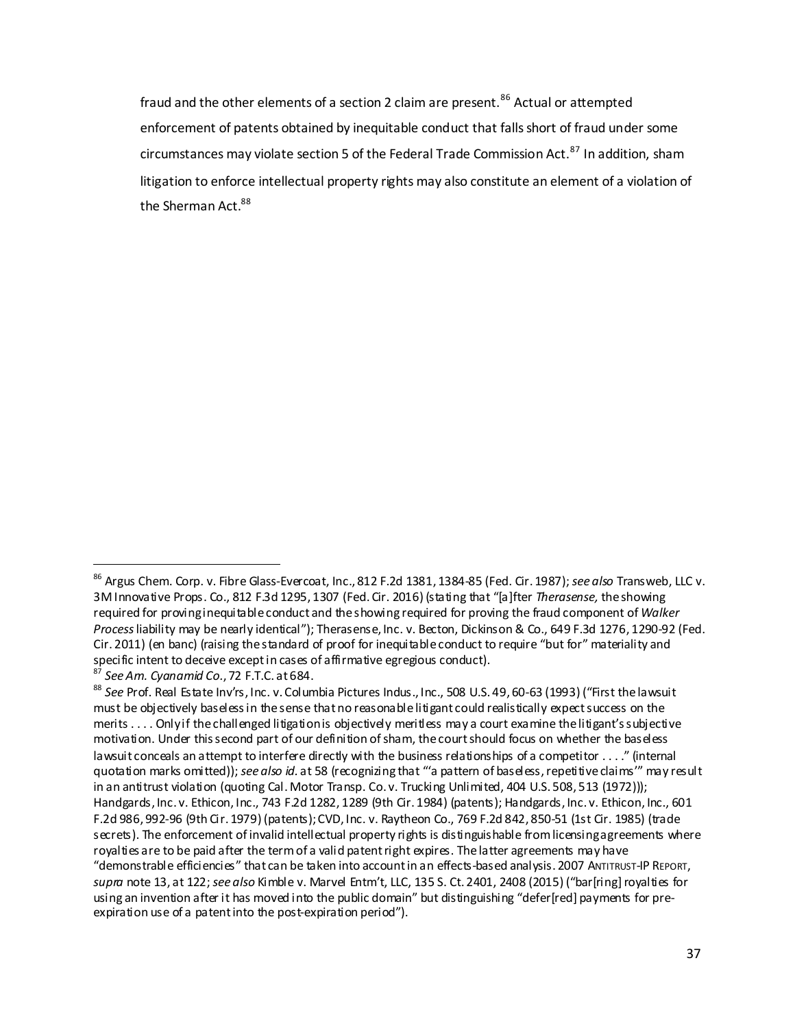fraud and the other elements of a section 2 claim are present.[86] Actual or attempted enforcement of patents obtained by inequitable conduct that falls short of fraud under some circumstances may violate section 5 of the Federal Trade Commission Act.[87] In addition, sham litigation to enforce intellectual property rights may also constitute an element of a violation of the Sherman Act.[88]

---

[86] Argus Chem. Corp. v. Fibre Glass-Evercoat, Inc., 812 F.2d 1381, 1384-85 (Fed. Cir. 1987); *see also* Transweb, LLC v. 3M Innovative Props. Co., 812 F.3d 1295, 1307 (Fed. Cir. 2016) (stating that "[a]fter *Therasense,* the showing required for proving inequitable conduct and the showing required for proving the fraud component of *Walker Process* liability may be nearly identical"); Therasense, Inc. v. Becton, Dickinson & Co., 649 F.3d 1276, 1290-92 (Fed. Cir. 2011) (en banc) (raising the standard of proof for inequitable conduct to require "but for" materiality and specific intent to deceive except in cases of affirmative egregious conduct).

[87] *See Am. Cyanamid Co.*, 72 F.T.C. at 684.

[88] *See* Prof. Real Estate Inv'rs, Inc. v. Columbia Pictures Indus., Inc., 508 U.S. 49, 60-63 (1993) ("First the lawsuit must be objectively baseless in the sense that no reasonable litigant could realistically expect success on the merits . . . . Only if the challenged litigation is objectively meritless may a court examine the litigant's subjective motivation. Under this second part of our definition of sham, the court should focus on whether the baseless lawsuit conceals an attempt to interfere directly with the business relationships of a competitor . . . ." (internal quotation marks omitted)); *see also id.* at 58 (recognizing that "'a pattern of baseless, repetitive claims'" may result in an antitrust violation (quoting Cal. Motor Transp. Co. v. Trucking Unlimited, 404 U.S. 508, 513 (1972))); Handgards, Inc. v. Ethicon, Inc., 743 F.2d 1282, 1289 (9th Cir. 1984) (patents); Handgards, Inc. v. Ethicon, Inc., 601 F.2d 986, 992-96 (9th Cir. 1979) (patents); CVD, Inc. v. Raytheon Co., 769 F.2d 842, 850-51 (1st Cir. 1985) (trade secrets). The enforcement of invalid intellectual property rights is distinguishable from licensing agreements where royalties are to be paid after the term of a valid patent right expires. The latter agreements may have "demonstrable efficiencies" that can be taken into account in an effects-based analysis. 2007 ANTITRUST-IP REPORT, *supra* note 13, at 122; *see also* Kimble v. Marvel Entm't, LLC, 135 S. Ct. 2401, 2408 (2015) ("bar[ring] royalties for using an invention after it has moved into the public domain" but distinguishing "defer[red] payments for pre-expiration use of a patent into the post-expiration period").